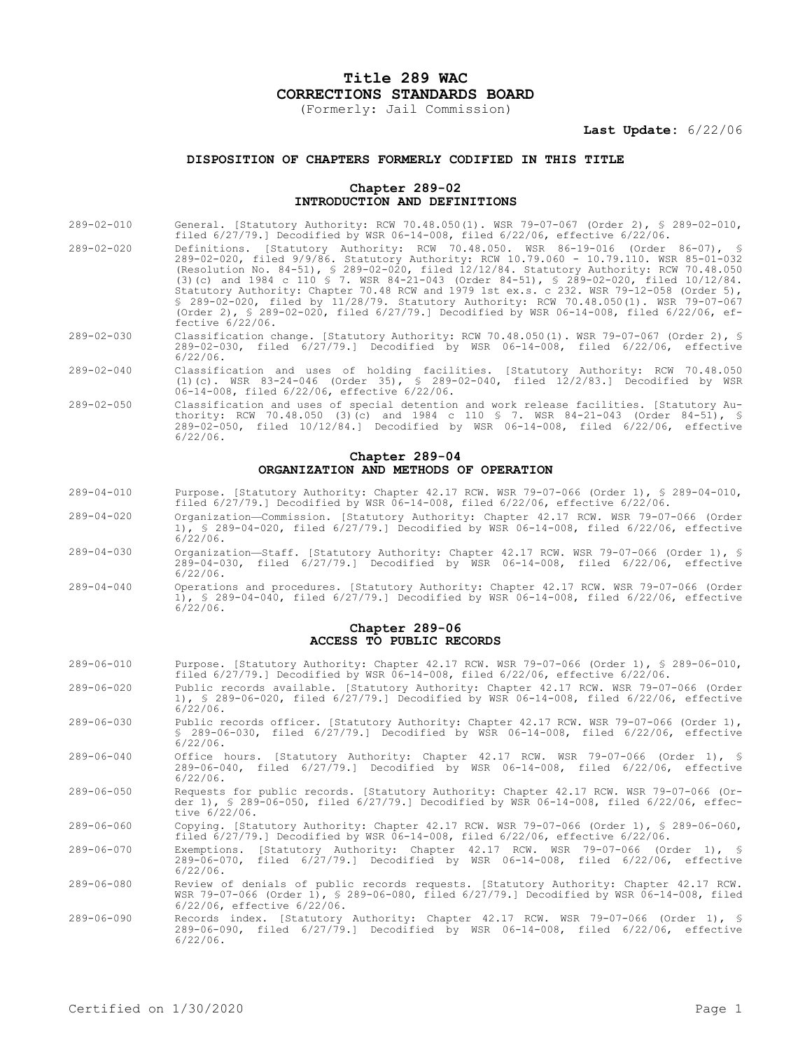# Title 289 WAC
# CORRECTIONS STANDARDS BOARD

(Formerly: Jail Commission)

**Last Update:** 6/22/06

### DISPOSITION OF CHAPTERS FORMERLY CODIFIED IN THIS TITLE

#### Chapter 289-02
#### INTRODUCTION AND DEFINITIONS

289-02-010 General. [Statutory Authority: RCW 70.48.050(1). WSR 79-07-067 (Order 2), § 289-02-010, filed 6/27/79.] Decodified by WSR 06-14-008, filed 6/22/06, effective 6/22/06.

289-02-020 Definitions. [Statutory Authority: RCW 70.48.050. WSR 86-19-016 (Order 86-07), § 289-02-020, filed 9/9/86. Statutory Authority: RCW 10.79.060 - 10.79.110. WSR 85-01-032 (Resolution No. 84-51), § 289-02-020, filed 12/12/84. Statutory Authority: RCW 70.48.050 (3)(c) and 1984 c 110 § 7. WSR 84-21-043 (Order 84-51), § 289-02-020, filed 10/12/84. Statutory Authority: Chapter 70.48 RCW and 1979 1st ex.s. c 232. WSR 79-12-058 (Order 5), § 289-02-020, filed by 11/28/79. Statutory Authority: RCW 70.48.050(1). WSR 79-07-067 (Order 2), § 289-02-020, filed 6/27/79.] Decodified by WSR 06-14-008, filed 6/22/06, effective 6/22/06.

289-02-030 Classification change. [Statutory Authority: RCW 70.48.050(1). WSR 79-07-067 (Order 2), § 289-02-030, filed 6/27/79.] Decodified by WSR 06-14-008, filed 6/22/06, effective 6/22/06.

289-02-040 Classification and uses of holding facilities. [Statutory Authority: RCW 70.48.050 (1)(c). WSR 83-24-046 (Order 35), § 289-02-040, filed 12/2/83.] Decodified by WSR 06-14-008, filed 6/22/06, effective 6/22/06.

289-02-050 Classification and uses of special detention and work release facilities. [Statutory Authority: RCW 70.48.050 (3)(c) and 1984 c 110 § 7. WSR 84-21-043 (Order 84-51), § 289-02-050, filed 10/12/84.] Decodified by WSR 06-14-008, filed 6/22/06, effective 6/22/06.

#### Chapter 289-04
#### ORGANIZATION AND METHODS OF OPERATION

289-04-010 Purpose. [Statutory Authority: Chapter 42.17 RCW. WSR 79-07-066 (Order 1), § 289-04-010, filed 6/27/79.] Decodified by WSR 06-14-008, filed 6/22/06, effective 6/22/06.

289-04-020 Organization—Commission. [Statutory Authority: Chapter 42.17 RCW. WSR 79-07-066 (Order 1), § 289-04-020, filed 6/27/79.] Decodified by WSR 06-14-008, filed 6/22/06, effective 6/22/06.

289-04-030 Organization—Staff. [Statutory Authority: Chapter 42.17 RCW. WSR 79-07-066 (Order 1), § 289-04-030, filed 6/27/79.] Decodified by WSR 06-14-008, filed 6/22/06, effective 6/22/06.

289-04-040 Operations and procedures. [Statutory Authority: Chapter 42.17 RCW. WSR 79-07-066 (Order 1), § 289-04-040, filed 6/27/79.] Decodified by WSR 06-14-008, filed 6/22/06, effective 6/22/06.

#### Chapter 289-06
#### ACCESS TO PUBLIC RECORDS

289-06-010 Purpose. [Statutory Authority: Chapter 42.17 RCW. WSR 79-07-066 (Order 1), § 289-06-010, filed 6/27/79.] Decodified by WSR 06-14-008, filed 6/22/06, effective 6/22/06.

289-06-020 Public records available. [Statutory Authority: Chapter 42.17 RCW. WSR 79-07-066 (Order 1), § 289-06-020, filed 6/27/79.] Decodified by WSR 06-14-008, filed 6/22/06, effective 6/22/06.

289-06-030 Public records officer. [Statutory Authority: Chapter 42.17 RCW. WSR 79-07-066 (Order 1), § 289-06-030, filed 6/27/79.] Decodified by WSR 06-14-008, filed 6/22/06, effective 6/22/06.

289-06-040 Office hours. [Statutory Authority: Chapter 42.17 RCW. WSR 79-07-066 (Order 1), § 289-06-040, filed 6/27/79.] Decodified by WSR 06-14-008, filed 6/22/06, effective 6/22/06.

289-06-050 Requests for public records. [Statutory Authority: Chapter 42.17 RCW. WSR 79-07-066 (Order 1), § 289-06-050, filed 6/27/79.] Decodified by WSR 06-14-008, filed 6/22/06, effective 6/22/06.

289-06-060 Copying. [Statutory Authority: Chapter 42.17 RCW. WSR 79-07-066 (Order 1), § 289-06-060, filed 6/27/79.] Decodified by WSR 06-14-008, filed 6/22/06, effective 6/22/06.

289-06-070 Exemptions. [Statutory Authority: Chapter 42.17 RCW. WSR 79-07-066 (Order 1), § 289-06-070, filed 6/27/79.] Decodified by WSR 06-14-008, filed 6/22/06, effective 6/22/06.

289-06-080 Review of denials of public records requests. [Statutory Authority: Chapter 42.17 RCW. WSR 79-07-066 (Order 1), § 289-06-080, filed 6/27/79.] Decodified by WSR 06-14-008, filed 6/22/06, effective 6/22/06.

289-06-090 Records index. [Statutory Authority: Chapter 42.17 RCW. WSR 79-07-066 (Order 1), § 289-06-090, filed 6/27/79.] Decodified by WSR 06-14-008, filed 6/22/06, effective 6/22/06.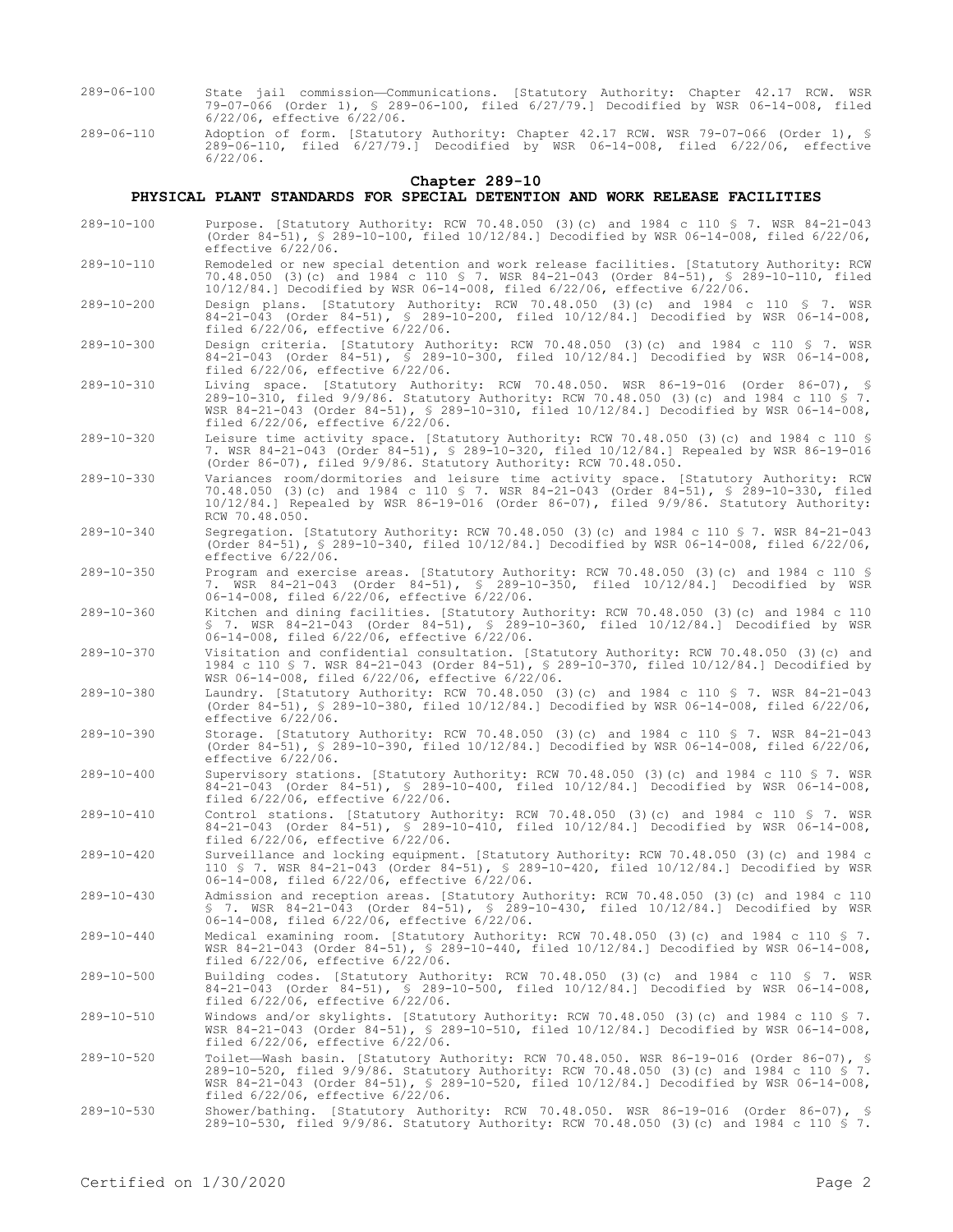289-06-100 State jail commission—Communications. [Statutory Authority: Chapter 42.17 RCW. WSR 79-07-066 (Order 1), § 289-06-100, filed 6/27/79.] Decodified by WSR 06-14-008, filed 6/22/06, effective 6/22/06.

289-06-110 Adoption of form. [Statutory Authority: Chapter 42.17 RCW. WSR 79-07-066 (Order 1), § 289-06-110, filed 6/27/79.] Decodified by WSR 06-14-008, filed 6/22/06, effective 6/22/06.

## Chapter 289-10

## PHYSICAL PLANT STANDARDS FOR SPECIAL DETENTION AND WORK RELEASE FACILITIES

289-10-100 Purpose. [Statutory Authority: RCW 70.48.050 (3)(c) and 1984 c 110 § 7. WSR 84-21-043 (Order 84-51), § 289-10-100, filed 10/12/84.] Decodified by WSR 06-14-008, filed 6/22/06, effective 6/22/06.

289-10-110 Remodeled or new special detention and work release facilities. [Statutory Authority: RCW 70.48.050 (3)(c) and 1984 c 110 § 7. WSR 84-21-043 (Order 84-51), § 289-10-110, filed 10/12/84.] Decodified by WSR 06-14-008, filed 6/22/06, effective 6/22/06.

289-10-200 Design plans. [Statutory Authority: RCW 70.48.050 (3)(c) and 1984 c 110 § 7. WSR 84-21-043 (Order 84-51), § 289-10-200, filed 10/12/84.] Decodified by WSR 06-14-008, filed 6/22/06, effective 6/22/06.

289-10-300 Design criteria. [Statutory Authority: RCW 70.48.050 (3)(c) and 1984 c 110 § 7. WSR 84-21-043 (Order 84-51), § 289-10-300, filed 10/12/84.] Decodified by WSR 06-14-008, filed 6/22/06, effective 6/22/06.

289-10-310 Living space. [Statutory Authority: RCW 70.48.050. WSR 86-19-016 (Order 86-07), § 289-10-310, filed 9/9/86. Statutory Authority: RCW 70.48.050 (3)(c) and 1984 c 110 § 7. WSR 84-21-043 (Order 84-51), § 289-10-310, filed 10/12/84.] Decodified by WSR 06-14-008, filed 6/22/06, effective 6/22/06.

289-10-320 Leisure time activity space. [Statutory Authority: RCW 70.48.050 (3)(c) and 1984 c 110 § 7. WSR 84-21-043 (Order 84-51), § 289-10-320, filed 10/12/84.] Repealed by WSR 86-19-016 (Order 86-07), filed 9/9/86. Statutory Authority: RCW 70.48.050.

289-10-330 Variances room/dormitories and leisure time activity space. [Statutory Authority: RCW 70.48.050 (3)(c) and 1984 c 110 § 7. WSR 84-21-043 (Order 84-51), § 289-10-330, filed 10/12/84.] Repealed by WSR 86-19-016 (Order 86-07), filed 9/9/86. Statutory Authority: RCW 70.48.050.

289-10-340 Segregation. [Statutory Authority: RCW 70.48.050 (3)(c) and 1984 c 110 § 7. WSR 84-21-043 (Order 84-51), § 289-10-340, filed 10/12/84.] Decodified by WSR 06-14-008, filed 6/22/06, effective 6/22/06.

289-10-350 Program and exercise areas. [Statutory Authority: RCW 70.48.050 (3)(c) and 1984 c 110 § 7. WSR 84-21-043 (Order 84-51), § 289-10-350, filed 10/12/84.] Decodified by WSR 06-14-008, filed 6/22/06, effective 6/22/06.

289-10-360 Kitchen and dining facilities. [Statutory Authority: RCW 70.48.050 (3)(c) and 1984 c 110 § 7. WSR 84-21-043 (Order 84-51), § 289-10-360, filed 10/12/84.] Decodified by WSR 06-14-008, filed 6/22/06, effective 6/22/06.

289-10-370 Visitation and confidential consultation. [Statutory Authority: RCW 70.48.050 (3)(c) and 1984 c 110 § 7. WSR 84-21-043 (Order 84-51), § 289-10-370, filed 10/12/84.] Decodified by WSR 06-14-008, filed 6/22/06, effective 6/22/06.

289-10-380 Laundry. [Statutory Authority: RCW 70.48.050 (3)(c) and 1984 c 110 § 7. WSR 84-21-043 (Order 84-51), § 289-10-380, filed 10/12/84.] Decodified by WSR 06-14-008, filed 6/22/06, effective 6/22/06.

289-10-390 Storage. [Statutory Authority: RCW 70.48.050 (3)(c) and 1984 c 110 § 7. WSR 84-21-043 (Order 84-51), § 289-10-390, filed 10/12/84.] Decodified by WSR 06-14-008, filed 6/22/06, effective 6/22/06.

289-10-400 Supervisory stations. [Statutory Authority: RCW 70.48.050 (3)(c) and 1984 c 110 § 7. WSR 84-21-043 (Order 84-51), § 289-10-400, filed 10/12/84.] Decodified by WSR 06-14-008, filed 6/22/06, effective 6/22/06.

289-10-410 Control stations. [Statutory Authority: RCW 70.48.050 (3)(c) and 1984 c 110 § 7. WSR 84-21-043 (Order 84-51), § 289-10-410, filed 10/12/84.] Decodified by WSR 06-14-008, filed 6/22/06, effective 6/22/06.

289-10-420 Surveillance and locking equipment. [Statutory Authority: RCW 70.48.050 (3)(c) and 1984 c 110 § 7. WSR 84-21-043 (Order 84-51), § 289-10-420, filed 10/12/84.] Decodified by WSR 06-14-008, filed 6/22/06, effective 6/22/06.

289-10-430 Admission and reception areas. [Statutory Authority: RCW 70.48.050 (3)(c) and 1984 c 110 § 7. WSR 84-21-043 (Order 84-51), § 289-10-430, filed 10/12/84.] Decodified by WSR 06-14-008, filed 6/22/06, effective 6/22/06.

289-10-440 Medical examining room. [Statutory Authority: RCW 70.48.050 (3)(c) and 1984 c 110 § 7. WSR 84-21-043 (Order 84-51), § 289-10-440, filed 10/12/84.] Decodified by WSR 06-14-008, filed 6/22/06, effective 6/22/06.

289-10-500 Building codes. [Statutory Authority: RCW 70.48.050 (3)(c) and 1984 c 110 § 7. WSR 84-21-043 (Order 84-51), § 289-10-500, filed 10/12/84.] Decodified by WSR 06-14-008, filed 6/22/06, effective 6/22/06.

289-10-510 Windows and/or skylights. [Statutory Authority: RCW 70.48.050 (3)(c) and 1984 c 110 § 7. WSR 84-21-043 (Order 84-51), § 289-10-510, filed 10/12/84.] Decodified by WSR 06-14-008, filed 6/22/06, effective 6/22/06.

289-10-520 Toilet—Wash basin. [Statutory Authority: RCW 70.48.050. WSR 86-19-016 (Order 86-07), § 289-10-520, filed 9/9/86. Statutory Authority: RCW 70.48.050 (3)(c) and 1984 c 110 § 7. WSR 84-21-043 (Order 84-51), § 289-10-520, filed 10/12/84.] Decodified by WSR 06-14-008, filed 6/22/06, effective 6/22/06.

289-10-530 Shower/bathing. [Statutory Authority: RCW 70.48.050. WSR 86-19-016 (Order 86-07), § 289-10-530, filed 9/9/86. Statutory Authority: RCW 70.48.050 (3)(c) and 1984 c 110 § 7.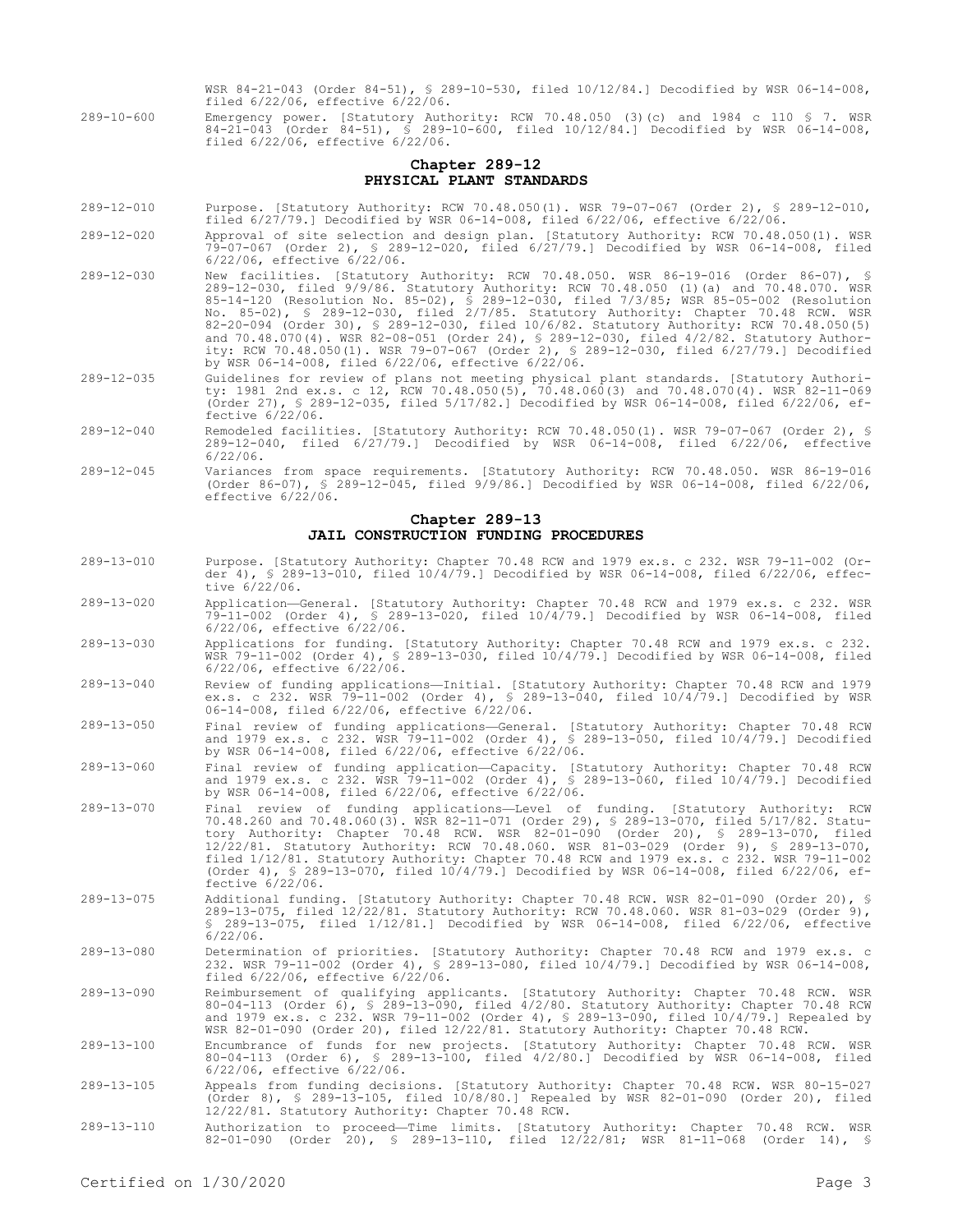WSR 84-21-043 (Order 84-51), § 289-10-530, filed 10/12/84.] Decodified by WSR 06-14-008, filed 6/22/06, effective 6/22/06.

289-10-600 Emergency power. [Statutory Authority: RCW 70.48.050 (3)(c) and 1984 c 110 § 7. WSR 84-21-043 (Order 84-51), § 289-10-600, filed 10/12/84.] Decodified by WSR 06-14-008, filed 6/22/06, effective 6/22/06.

## Chapter 289-12
## PHYSICAL PLANT STANDARDS

289-12-010 Purpose. [Statutory Authority: RCW 70.48.050(1). WSR 79-07-067 (Order 2), § 289-12-010, filed 6/27/79.] Decodified by WSR 06-14-008, filed 6/22/06, effective 6/22/06.

289-12-020 Approval of site selection and design plan. [Statutory Authority: RCW 70.48.050(1). WSR 79-07-067 (Order 2), § 289-12-020, filed 6/27/79.] Decodified by WSR 06-14-008, filed 6/22/06, effective 6/22/06.

289-12-030 New facilities. [Statutory Authority: RCW 70.48.050. WSR 86-19-016 (Order 86-07), § 289-12-030, filed 9/9/86. Statutory Authority: RCW 70.48.050 (1)(a) and 70.48.070. WSR 85-14-120 (Resolution No. 85-02), § 289-12-030, filed 7/3/85; WSR 85-05-002 (Resolution No. 85-02), § 289-12-030, filed 2/7/85. Statutory Authority: Chapter 70.48 RCW. WSR 82-20-094 (Order 30), § 289-12-030, filed 10/6/82. Statutory Authority: RCW 70.48.050(5) and 70.48.070(4). WSR 82-08-051 (Order 24), § 289-12-030, filed 4/2/82. Statutory Authority: RCW 70.48.050(1). WSR 79-07-067 (Order 2), § 289-12-030, filed 6/27/79.] Decodified by WSR 06-14-008, filed 6/22/06, effective 6/22/06.

289-12-035 Guidelines for review of plans not meeting physical plant standards. [Statutory Authority: 1981 2nd ex.s. c 12, RCW 70.48.050(5), 70.48.060(3) and 70.48.070(4). WSR 82-11-069 (Order 27), § 289-12-035, filed 5/17/82.] Decodified by WSR 06-14-008, filed 6/22/06, effective 6/22/06.

289-12-040 Remodeled facilities. [Statutory Authority: RCW 70.48.050(1). WSR 79-07-067 (Order 2), § 289-12-040, filed 6/27/79.] Decodified by WSR 06-14-008, filed 6/22/06, effective 6/22/06.

289-12-045 Variances from space requirements. [Statutory Authority: RCW 70.48.050. WSR 86-19-016 (Order 86-07), § 289-12-045, filed 9/9/86.] Decodified by WSR 06-14-008, filed 6/22/06, effective 6/22/06.

## Chapter 289-13
## JAIL CONSTRUCTION FUNDING PROCEDURES

289-13-010 Purpose. [Statutory Authority: Chapter 70.48 RCW and 1979 ex.s. c 232. WSR 79-11-002 (Order 4), § 289-13-010, filed 10/4/79.] Decodified by WSR 06-14-008, filed 6/22/06, effective 6/22/06.

289-13-020 Application—General. [Statutory Authority: Chapter 70.48 RCW and 1979 ex.s. c 232. WSR 79-11-002 (Order 4), § 289-13-020, filed 10/4/79.] Decodified by WSR 06-14-008, filed 6/22/06, effective 6/22/06.

289-13-030 Applications for funding. [Statutory Authority: Chapter 70.48 RCW and 1979 ex.s. c 232. WSR 79-11-002 (Order 4), § 289-13-030, filed 10/4/79.] Decodified by WSR 06-14-008, filed 6/22/06, effective 6/22/06.

289-13-040 Review of funding applications—Initial. [Statutory Authority: Chapter 70.48 RCW and 1979 ex.s. c 232. WSR 79-11-002 (Order 4), § 289-13-040, filed 10/4/79.] Decodified by WSR 06-14-008, filed 6/22/06, effective 6/22/06.

289-13-050 Final review of funding applications—General. [Statutory Authority: Chapter 70.48 RCW and 1979 ex.s. c 232. WSR 79-11-002 (Order 4), § 289-13-050, filed 10/4/79.] Decodified by WSR 06-14-008, filed 6/22/06, effective 6/22/06.

289-13-060 Final review of funding application—Capacity. [Statutory Authority: Chapter 70.48 RCW and 1979 ex.s. c 232. WSR 79-11-002 (Order 4), § 289-13-060, filed 10/4/79.] Decodified by WSR 06-14-008, filed 6/22/06, effective 6/22/06.

289-13-070 Final review of funding applications—Level of funding. [Statutory Authority: RCW 70.48.260 and 70.48.060(3). WSR 82-11-071 (Order 29), § 289-13-070, filed 5/17/82. Statutory Authority: Chapter 70.48 RCW. WSR 82-01-090 (Order 20), § 289-13-070, filed 12/22/81. Statutory Authority: RCW 70.48.060. WSR 81-03-029 (Order 9), § 289-13-070, filed 1/12/81. Statutory Authority: Chapter 70.48 RCW and 1979 ex.s. c 232. WSR 79-11-002 (Order 4), § 289-13-070, filed 10/4/79.] Decodified by WSR 06-14-008, filed 6/22/06, effective 6/22/06.

289-13-075 Additional funding. [Statutory Authority: Chapter 70.48 RCW. WSR 82-01-090 (Order 20), § 289-13-075, filed 12/22/81. Statutory Authority: RCW 70.48.060. WSR 81-03-029 (Order 9), § 289-13-075, filed 1/12/81.] Decodified by WSR 06-14-008, filed 6/22/06, effective 6/22/06.

289-13-080 Determination of priorities. [Statutory Authority: Chapter 70.48 RCW and 1979 ex.s. c 232. WSR 79-11-002 (Order 4), § 289-13-080, filed 10/4/79.] Decodified by WSR 06-14-008, filed 6/22/06, effective 6/22/06.

289-13-090 Reimbursement of qualifying applicants. [Statutory Authority: Chapter 70.48 RCW. WSR 80-04-113 (Order 6), § 289-13-090, filed 4/2/80. Statutory Authority: Chapter 70.48 RCW and 1979 ex.s. c 232. WSR 79-11-002 (Order 4), § 289-13-090, filed 10/4/79.] Repealed by WSR 82-01-090 (Order 20), filed 12/22/81. Statutory Authority: Chapter 70.48 RCW.

289-13-100 Encumbrance of funds for new projects. [Statutory Authority: Chapter 70.48 RCW. WSR 80-04-113 (Order 6), § 289-13-100, filed 4/2/80.] Decodified by WSR 06-14-008, filed 6/22/06, effective 6/22/06.

289-13-105 Appeals from funding decisions. [Statutory Authority: Chapter 70.48 RCW. WSR 80-15-027 (Order 8), § 289-13-105, filed 10/8/80.] Repealed by WSR 82-01-090 (Order 20), filed 12/22/81. Statutory Authority: Chapter 70.48 RCW.

289-13-110 Authorization to proceed—Time limits. [Statutory Authority: Chapter 70.48 RCW. WSR 82-01-090 (Order 20), § 289-13-110, filed 12/22/81; WSR 81-11-068 (Order 14), §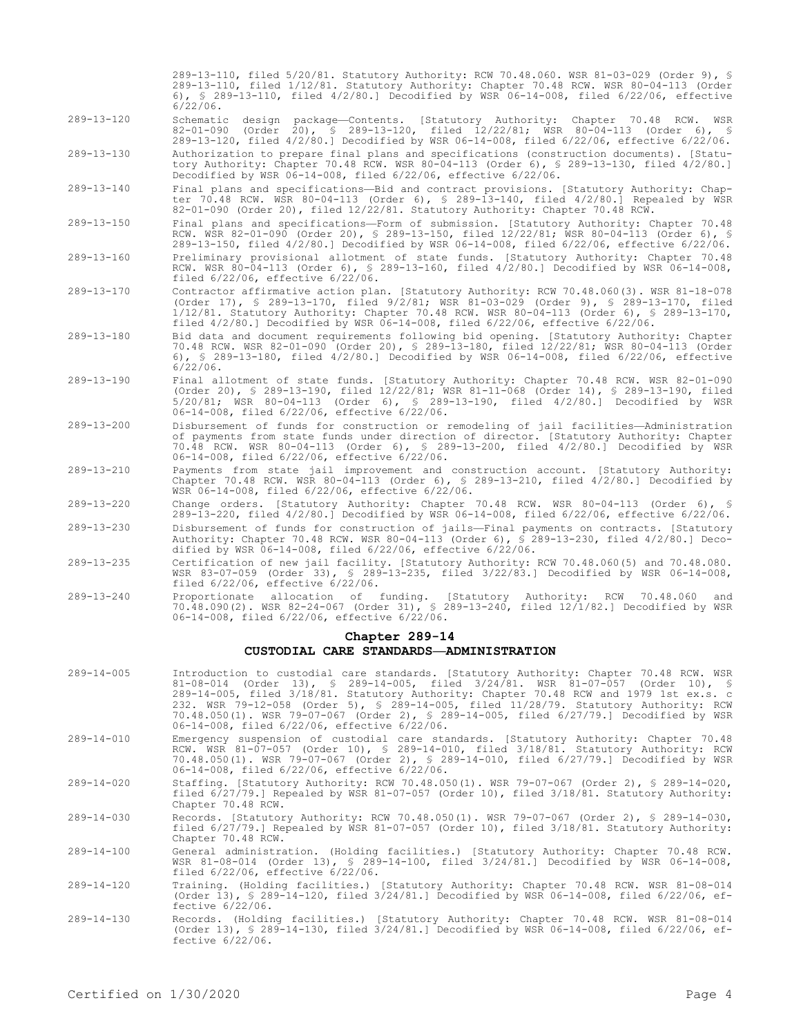289-13-110, filed 5/20/81. Statutory Authority: RCW 70.48.060. WSR 81-03-029 (Order 9), § 289-13-110, filed 1/12/81. Statutory Authority: Chapter 70.48 RCW. WSR 80-04-113 (Order 6), § 289-13-110, filed 4/2/80.] Decodified by WSR 06-14-008, filed 6/22/06, effective 6/22/06.

289-13-120 Schematic design package—Contents. [Statutory Authority: Chapter 70.48 RCW. WSR 82-01-090 (Order 20), § 289-13-120, filed 12/22/81; WSR 80-04-113 (Order 6), § 289-13-120, filed 4/2/80.] Decodified by WSR 06-14-008, filed 6/22/06, effective 6/22/06.

289-13-130 Authorization to prepare final plans and specifications (construction documents). [Statutory Authority: Chapter 70.48 RCW. WSR 80-04-113 (Order 6), § 289-13-130, filed 4/2/80.] Decodified by WSR 06-14-008, filed 6/22/06, effective 6/22/06.

289-13-140 Final plans and specifications—Bid and contract provisions. [Statutory Authority: Chapter 70.48 RCW. WSR 80-04-113 (Order 6), § 289-13-140, filed 4/2/80.] Repealed by WSR 82-01-090 (Order 20), filed 12/22/81. Statutory Authority: Chapter 70.48 RCW.

289-13-150 Final plans and specifications—Form of submission. [Statutory Authority: Chapter 70.48 RCW. WSR 82-01-090 (Order 20), § 289-13-150, filed 12/22/81; WSR 80-04-113 (Order 6), § 289-13-150, filed 4/2/80.] Decodified by WSR 06-14-008, filed 6/22/06, effective 6/22/06.

289-13-160 Preliminary provisional allotment of state funds. [Statutory Authority: Chapter 70.48 RCW. WSR 80-04-113 (Order 6), § 289-13-160, filed 4/2/80.] Decodified by WSR 06-14-008, filed 6/22/06, effective 6/22/06.

289-13-170 Contractor affirmative action plan. [Statutory Authority: RCW 70.48.060(3). WSR 81-18-078 (Order 17), § 289-13-170, filed 9/2/81; WSR 81-03-029 (Order 9), § 289-13-170, filed 1/12/81. Statutory Authority: Chapter 70.48 RCW. WSR 80-04-113 (Order 6), § 289-13-170, filed 4/2/80.] Decodified by WSR 06-14-008, filed 6/22/06, effective 6/22/06.

289-13-180 Bid data and document requirements following bid opening. [Statutory Authority: Chapter 70.48 RCW. WSR 82-01-090 (Order 20), § 289-13-180, filed 12/22/81; WSR 80-04-113 (Order 6), § 289-13-180, filed 4/2/80.] Decodified by WSR 06-14-008, filed 6/22/06, effective 6/22/06.

289-13-190 Final allotment of state funds. [Statutory Authority: Chapter 70.48 RCW. WSR 82-01-090 (Order 20), § 289-13-190, filed 12/22/81; WSR 81-11-068 (Order 14), § 289-13-190, filed 5/20/81; WSR 80-04-113 (Order 6), § 289-13-190, filed 4/2/80.] Decodified by WSR 06-14-008, filed 6/22/06, effective 6/22/06.

289-13-200 Disbursement of funds for construction or remodeling of jail facilities—Administration of payments from state funds under direction of director. [Statutory Authority: Chapter 70.48 RCW. WSR 80-04-113 (Order 6), § 289-13-200, filed 4/2/80.] Decodified by WSR 06-14-008, filed 6/22/06, effective 6/22/06.

289-13-210 Payments from state jail improvement and construction account. [Statutory Authority: Chapter 70.48 RCW. WSR 80-04-113 (Order 6), § 289-13-210, filed 4/2/80.] Decodified by WSR 06-14-008, filed 6/22/06, effective 6/22/06.

289-13-220 Change orders. [Statutory Authority: Chapter 70.48 RCW. WSR 80-04-113 (Order 6), § 289-13-220, filed 4/2/80.] Decodified by WSR 06-14-008, filed 6/22/06, effective 6/22/06.

289-13-230 Disbursement of funds for construction of jails—Final payments on contracts. [Statutory Authority: Chapter 70.48 RCW. WSR 80-04-113 (Order 6), § 289-13-230, filed 4/2/80.] Decodified by WSR 06-14-008, filed 6/22/06, effective 6/22/06.

289-13-235 Certification of new jail facility. [Statutory Authority: RCW 70.48.060(5) and 70.48.080. WSR 83-07-059 (Order 33), § 289-13-235, filed 3/22/83.] Decodified by WSR 06-14-008, filed 6/22/06, effective 6/22/06.

289-13-240 Proportionate allocation of funding. [Statutory Authority: RCW 70.48.060 and 70.48.090(2). WSR 82-24-067 (Order 31), § 289-13-240, filed 12/1/82.] Decodified by WSR 06-14-008, filed 6/22/06, effective 6/22/06.

## Chapter 289-14
## CUSTODIAL CARE STANDARDS—ADMINISTRATION

289-14-005 Introduction to custodial care standards. [Statutory Authority: Chapter 70.48 RCW. WSR 81-08-014 (Order 13), § 289-14-005, filed 3/24/81. WSR 81-07-057 (Order 10), § 289-14-005, filed 3/18/81. Statutory Authority: Chapter 70.48 RCW and 1979 1st ex.s. c 232. WSR 79-12-058 (Order 5), § 289-14-005, filed 11/28/79. Statutory Authority: RCW 70.48.050(1). WSR 79-07-067 (Order 2), § 289-14-005, filed 6/27/79.] Decodified by WSR 06-14-008, filed 6/22/06, effective 6/22/06.

289-14-010 Emergency suspension of custodial care standards. [Statutory Authority: Chapter 70.48 RCW. WSR 81-07-057 (Order 10), § 289-14-010, filed 3/18/81. Statutory Authority: RCW 70.48.050(1). WSR 79-07-067 (Order 2), § 289-14-010, filed 6/27/79.] Decodified by WSR 06-14-008, filed 6/22/06, effective 6/22/06.

289-14-020 Staffing. [Statutory Authority: RCW 70.48.050(1). WSR 79-07-067 (Order 2), § 289-14-020, filed 6/27/79.] Repealed by WSR 81-07-057 (Order 10), filed 3/18/81. Statutory Authority: Chapter 70.48 RCW.

289-14-030 Records. [Statutory Authority: RCW 70.48.050(1). WSR 79-07-067 (Order 2), § 289-14-030, filed 6/27/79.] Repealed by WSR 81-07-057 (Order 10), filed 3/18/81. Statutory Authority: Chapter 70.48 RCW.

289-14-100 General administration. (Holding facilities.) [Statutory Authority: Chapter 70.48 RCW. WSR 81-08-014 (Order 13), § 289-14-100, filed 3/24/81.] Decodified by WSR 06-14-008, filed 6/22/06, effective 6/22/06.

289-14-120 Training. (Holding facilities.) [Statutory Authority: Chapter 70.48 RCW. WSR 81-08-014 (Order 13), § 289-14-120, filed 3/24/81.] Decodified by WSR 06-14-008, filed 6/22/06, effective 6/22/06.

289-14-130 Records. (Holding facilities.) [Statutory Authority: Chapter 70.48 RCW. WSR 81-08-014 (Order 13), § 289-14-130, filed 3/24/81.] Decodified by WSR 06-14-008, filed 6/22/06, effective 6/22/06.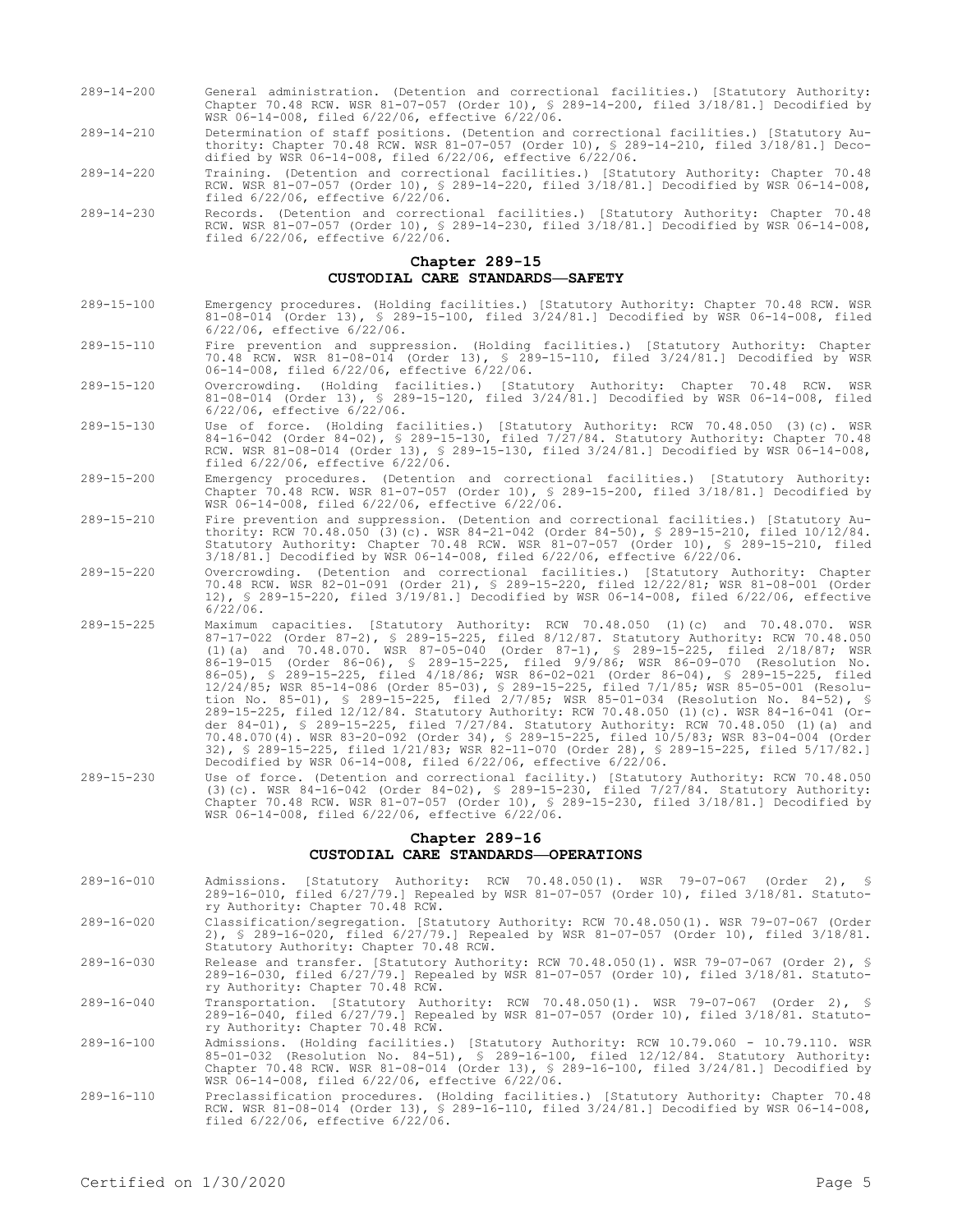289-14-200 General administration. (Detention and correctional facilities.) [Statutory Authority: Chapter 70.48 RCW. WSR 81-07-057 (Order 10), § 289-14-200, filed 3/18/81.] Decodified by WSR 06-14-008, filed 6/22/06, effective 6/22/06.

289-14-210 Determination of staff positions. (Detention and correctional facilities.) [Statutory Authority: Chapter 70.48 RCW. WSR 81-07-057 (Order 10), § 289-14-210, filed 3/18/81.] Decodified by WSR 06-14-008, filed 6/22/06, effective 6/22/06.

289-14-220 Training. (Detention and correctional facilities.) [Statutory Authority: Chapter 70.48 RCW. WSR 81-07-057 (Order 10), § 289-14-220, filed 3/18/81.] Decodified by WSR 06-14-008, filed 6/22/06, effective 6/22/06.

289-14-230 Records. (Detention and correctional facilities.) [Statutory Authority: Chapter 70.48 RCW. WSR 81-07-057 (Order 10), § 289-14-230, filed 3/18/81.] Decodified by WSR 06-14-008, filed 6/22/06, effective 6/22/06.

## Chapter 289-15
## CUSTODIAL CARE STANDARDS—SAFETY

289-15-100 Emergency procedures. (Holding facilities.) [Statutory Authority: Chapter 70.48 RCW. WSR 81-08-014 (Order 13), § 289-15-100, filed 3/24/81.] Decodified by WSR 06-14-008, filed 6/22/06, effective 6/22/06.

289-15-110 Fire prevention and suppression. (Holding facilities.) [Statutory Authority: Chapter 70.48 RCW. WSR 81-08-014 (Order 13), § 289-15-110, filed 3/24/81.] Decodified by WSR 06-14-008, filed 6/22/06, effective 6/22/06.

289-15-120 Overcrowding. (Holding facilities.) [Statutory Authority: Chapter 70.48 RCW. WSR 81-08-014 (Order 13), § 289-15-120, filed 3/24/81.] Decodified by WSR 06-14-008, filed 6/22/06, effective 6/22/06.

289-15-130 Use of force. (Holding facilities.) [Statutory Authority: RCW 70.48.050 (3)(c). WSR 84-16-042 (Order 84-02), § 289-15-130, filed 7/27/84. Statutory Authority: Chapter 70.48 RCW. WSR 81-08-014 (Order 13), § 289-15-130, filed 3/24/81.] Decodified by WSR 06-14-008, filed 6/22/06, effective 6/22/06.

289-15-200 Emergency procedures. (Detention and correctional facilities.) [Statutory Authority: Chapter 70.48 RCW. WSR 81-07-057 (Order 10), § 289-15-200, filed 3/18/81.] Decodified by WSR 06-14-008, filed 6/22/06, effective 6/22/06.

289-15-210 Fire prevention and suppression. (Detention and correctional facilities.) [Statutory Authority: RCW 70.48.050 (3)(c). WSR 84-21-042 (Order 84-50), § 289-15-210, filed 10/12/84. Statutory Authority: Chapter 70.48 RCW. WSR 81-07-057 (Order 10), § 289-15-210, filed 3/18/81.] Decodified by WSR 06-14-008, filed 6/22/06, effective 6/22/06.

289-15-220 Overcrowding. (Detention and correctional facilities.) [Statutory Authority: Chapter 70.48 RCW. WSR 82-01-091 (Order 21), § 289-15-220, filed 12/22/81; WSR 81-08-001 (Order 12), § 289-15-220, filed 3/19/81.] Decodified by WSR 06-14-008, filed 6/22/06, effective 6/22/06.

289-15-225 Maximum capacities. [Statutory Authority: RCW 70.48.050 (1)(c) and 70.48.070. WSR 87-17-022 (Order 87-2), § 289-15-225, filed 8/12/87. Statutory Authority: RCW 70.48.050 (1)(a) and 70.48.070. WSR 87-05-040 (Order 87-1), § 289-15-225, filed 2/18/87; WSR 86-19-015 (Order 86-06), § 289-15-225, filed 9/9/86; WSR 86-09-070 (Resolution No. 86-05), § 289-15-225, filed 4/18/86; WSR 86-02-021 (Order 86-04), § 289-15-225, filed 12/24/85; WSR 85-14-086 (Order 85-03), § 289-15-225, filed 7/1/85; WSR 85-05-001 (Resolution No. 85-01), § 289-15-225, filed 2/7/85; WSR 85-01-034 (Resolution No. 84-52), § 289-15-225, filed 12/12/84. Statutory Authority: RCW 70.48.050 (1)(c). WSR 84-16-041 (Order 84-01), § 289-15-225, filed 7/27/84. Statutory Authority: RCW 70.48.050 (1)(a) and 70.48.070(4). WSR 83-20-092 (Order 34), § 289-15-225, filed 10/5/83; WSR 83-04-004 (Order 32), § 289-15-225, filed 1/21/83; WSR 82-11-070 (Order 28), § 289-15-225, filed 5/17/82.] Decodified by WSR 06-14-008, filed 6/22/06, effective 6/22/06.

289-15-230 Use of force. (Detention and correctional facility.) [Statutory Authority: RCW 70.48.050 (3)(c). WSR 84-16-042 (Order 84-02), § 289-15-230, filed 7/27/84. Statutory Authority: Chapter 70.48 RCW. WSR 81-07-057 (Order 10), § 289-15-230, filed 3/18/81.] Decodified by WSR 06-14-008, filed 6/22/06, effective 6/22/06.

## Chapter 289-16
## CUSTODIAL CARE STANDARDS—OPERATIONS

289-16-010 Admissions. [Statutory Authority: RCW 70.48.050(1). WSR 79-07-067 (Order 2), § 289-16-010, filed 6/27/79.] Repealed by WSR 81-07-057 (Order 10), filed 3/18/81. Statutory Authority: Chapter 70.48 RCW.

289-16-020 Classification/segregation. [Statutory Authority: RCW 70.48.050(1). WSR 79-07-067 (Order 2), § 289-16-020, filed 6/27/79.] Repealed by WSR 81-07-057 (Order 10), filed 3/18/81. Statutory Authority: Chapter 70.48 RCW.

289-16-030 Release and transfer. [Statutory Authority: RCW 70.48.050(1). WSR 79-07-067 (Order 2), § 289-16-030, filed 6/27/79.] Repealed by WSR 81-07-057 (Order 10), filed 3/18/81. Statutory Authority: Chapter 70.48 RCW.

289-16-040 Transportation. [Statutory Authority: RCW 70.48.050(1). WSR 79-07-067 (Order 2), § 289-16-040, filed 6/27/79.] Repealed by WSR 81-07-057 (Order 10), filed 3/18/81. Statutory Authority: Chapter 70.48 RCW.

289-16-100 Admissions. (Holding facilities.) [Statutory Authority: RCW 10.79.060 - 10.79.110. WSR 85-01-032 (Resolution No. 84-51), § 289-16-100, filed 12/12/84. Statutory Authority: Chapter 70.48 RCW. WSR 81-08-014 (Order 13), § 289-16-100, filed 3/24/81.] Decodified by WSR 06-14-008, filed 6/22/06, effective 6/22/06.

289-16-110 Preclassification procedures. (Holding facilities.) [Statutory Authority: Chapter 70.48 RCW. WSR 81-08-014 (Order 13), § 289-16-110, filed 3/24/81.] Decodified by WSR 06-14-008, filed 6/22/06, effective 6/22/06.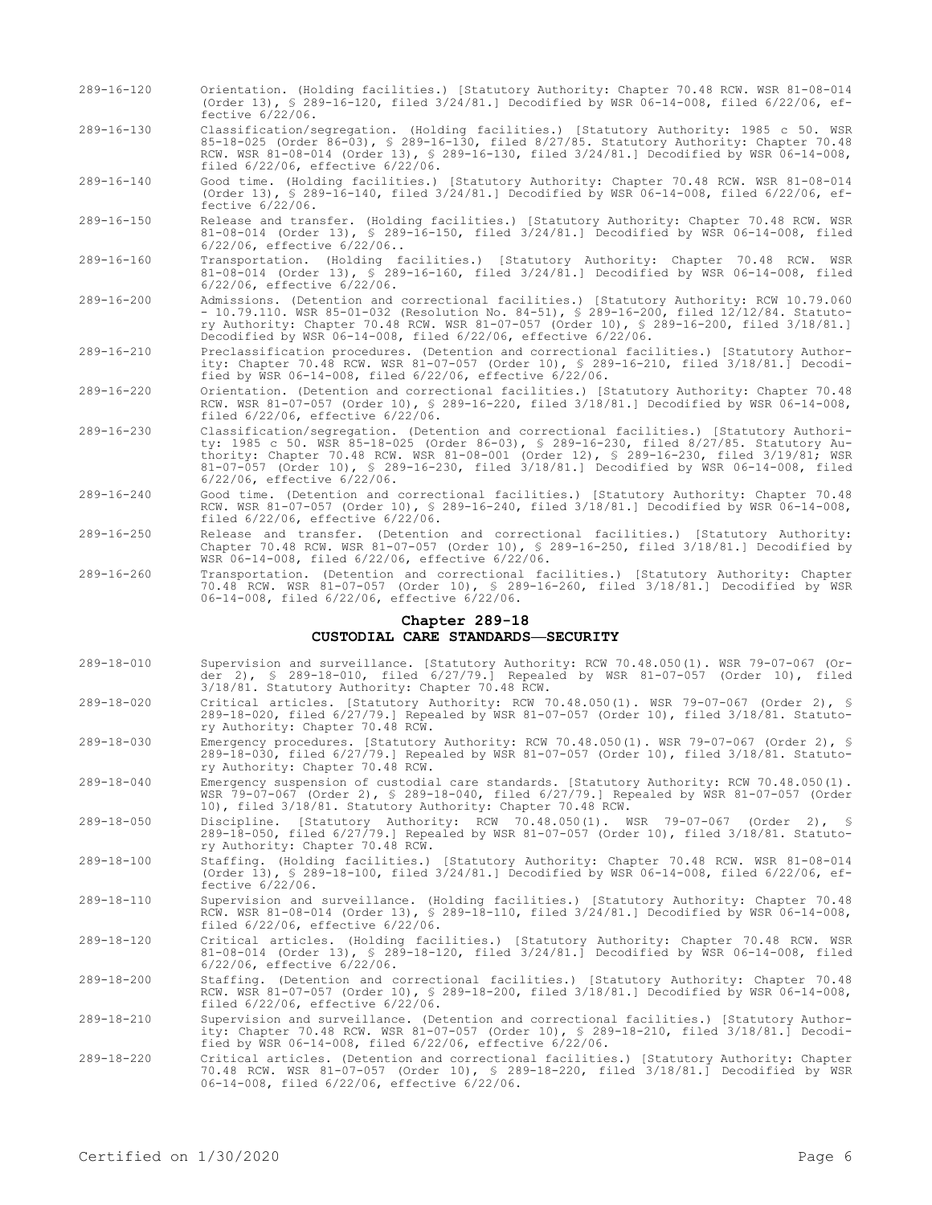289-16-120 Orientation. (Holding facilities.) [Statutory Authority: Chapter 70.48 RCW. WSR 81-08-014 (Order 13), § 289-16-120, filed 3/24/81.] Decodified by WSR 06-14-008, filed 6/22/06, effective 6/22/06.

289-16-130 Classification/segregation. (Holding facilities.) [Statutory Authority: 1985 c 50. WSR 85-18-025 (Order 86-03), § 289-16-130, filed 8/27/85. Statutory Authority: Chapter 70.48 RCW. WSR 81-08-014 (Order 13), § 289-16-130, filed 3/24/81.] Decodified by WSR 06-14-008, filed 6/22/06, effective 6/22/06.

289-16-140 Good time. (Holding facilities.) [Statutory Authority: Chapter 70.48 RCW. WSR 81-08-014 (Order 13), § 289-16-140, filed 3/24/81.] Decodified by WSR 06-14-008, filed 6/22/06, effective 6/22/06.

289-16-150 Release and transfer. (Holding facilities.) [Statutory Authority: Chapter 70.48 RCW. WSR 81-08-014 (Order 13), § 289-16-150, filed 3/24/81.] Decodified by WSR 06-14-008, filed 6/22/06, effective 6/22/06..

289-16-160 Transportation. (Holding facilities.) [Statutory Authority: Chapter 70.48 RCW. WSR 81-08-014 (Order 13), § 289-16-160, filed 3/24/81.] Decodified by WSR 06-14-008, filed 6/22/06, effective 6/22/06.

289-16-200 Admissions. (Detention and correctional facilities.) [Statutory Authority: RCW 10.79.060 - 10.79.110. WSR 85-01-032 (Resolution No. 84-51), § 289-16-200, filed 12/12/84. Statutory Authority: Chapter 70.48 RCW. WSR 81-07-057 (Order 10), § 289-16-200, filed 3/18/81.] Decodified by WSR 06-14-008, filed 6/22/06, effective 6/22/06.

289-16-210 Preclassification procedures. (Detention and correctional facilities.) [Statutory Authority: Chapter 70.48 RCW. WSR 81-07-057 (Order 10), § 289-16-210, filed 3/18/81.] Decodified by WSR 06-14-008, filed 6/22/06, effective 6/22/06.

289-16-220 Orientation. (Detention and correctional facilities.) [Statutory Authority: Chapter 70.48 RCW. WSR 81-07-057 (Order 10), § 289-16-220, filed 3/18/81.] Decodified by WSR 06-14-008, filed 6/22/06, effective 6/22/06.

289-16-230 Classification/segregation. (Detention and correctional facilities.) [Statutory Authority: 1985 c 50. WSR 85-18-025 (Order 86-03), § 289-16-230, filed 8/27/85. Statutory Authority: Chapter 70.48 RCW. WSR 81-08-001 (Order 12), § 289-16-230, filed 3/19/81; WSR 81-07-057 (Order 10), § 289-16-230, filed 3/18/81.] Decodified by WSR 06-14-008, filed 6/22/06, effective 6/22/06.

289-16-240 Good time. (Detention and correctional facilities.) [Statutory Authority: Chapter 70.48 RCW. WSR 81-07-057 (Order 10), § 289-16-240, filed 3/18/81.] Decodified by WSR 06-14-008, filed 6/22/06, effective 6/22/06.

289-16-250 Release and transfer. (Detention and correctional facilities.) [Statutory Authority: Chapter 70.48 RCW. WSR 81-07-057 (Order 10), § 289-16-250, filed 3/18/81.] Decodified by WSR 06-14-008, filed 6/22/06, effective 6/22/06.

289-16-260 Transportation. (Detention and correctional facilities.) [Statutory Authority: Chapter 70.48 RCW. WSR 81-07-057 (Order 10), § 289-16-260, filed 3/18/81.] Decodified by WSR 06-14-008, filed 6/22/06, effective 6/22/06.

## Chapter 289-18
## CUSTODIAL CARE STANDARDS—SECURITY

289-18-010 Supervision and surveillance. [Statutory Authority: RCW 70.48.050(1). WSR 79-07-067 (Order 2), § 289-18-010, filed 6/27/79.] Repealed by WSR 81-07-057 (Order 10), filed 3/18/81. Statutory Authority: Chapter 70.48 RCW.

289-18-020 Critical articles. [Statutory Authority: RCW 70.48.050(1). WSR 79-07-067 (Order 2), § 289-18-020, filed 6/27/79.] Repealed by WSR 81-07-057 (Order 10), filed 3/18/81. Statutory Authority: Chapter 70.48 RCW.

289-18-030 Emergency procedures. [Statutory Authority: RCW 70.48.050(1). WSR 79-07-067 (Order 2), § 289-18-030, filed 6/27/79.] Repealed by WSR 81-07-057 (Order 10), filed 3/18/81. Statutory Authority: Chapter 70.48 RCW.

289-18-040 Emergency suspension of custodial care standards. [Statutory Authority: RCW 70.48.050(1). WSR 79-07-067 (Order 2), § 289-18-040, filed 6/27/79.] Repealed by WSR 81-07-057 (Order 10), filed 3/18/81. Statutory Authority: Chapter 70.48 RCW.

289-18-050 Discipline. [Statutory Authority: RCW 70.48.050(1). WSR 79-07-067 (Order 2), § 289-18-050, filed 6/27/79.] Repealed by WSR 81-07-057 (Order 10), filed 3/18/81. Statutory Authority: Chapter 70.48 RCW.

289-18-100 Staffing. (Holding facilities.) [Statutory Authority: Chapter 70.48 RCW. WSR 81-08-014 (Order 13), § 289-18-100, filed 3/24/81.] Decodified by WSR 06-14-008, filed 6/22/06, effective 6/22/06.

289-18-110 Supervision and surveillance. (Holding facilities.) [Statutory Authority: Chapter 70.48 RCW. WSR 81-08-014 (Order 13), § 289-18-110, filed 3/24/81.] Decodified by WSR 06-14-008, filed 6/22/06, effective 6/22/06.

289-18-120 Critical articles. (Holding facilities.) [Statutory Authority: Chapter 70.48 RCW. WSR 81-08-014 (Order 13), § 289-18-120, filed 3/24/81.] Decodified by WSR 06-14-008, filed 6/22/06, effective 6/22/06.

289-18-200 Staffing. (Detention and correctional facilities.) [Statutory Authority: Chapter 70.48 RCW. WSR 81-07-057 (Order 10), § 289-18-200, filed 3/18/81.] Decodified by WSR 06-14-008, filed 6/22/06, effective 6/22/06.

289-18-210 Supervision and surveillance. (Detention and correctional facilities.) [Statutory Authority: Chapter 70.48 RCW. WSR 81-07-057 (Order 10), § 289-18-210, filed 3/18/81.] Decodified by WSR 06-14-008, filed 6/22/06, effective 6/22/06.

289-18-220 Critical articles. (Detention and correctional facilities.) [Statutory Authority: Chapter 70.48 RCW. WSR 81-07-057 (Order 10), § 289-18-220, filed 3/18/81.] Decodified by WSR 06-14-008, filed 6/22/06, effective 6/22/06.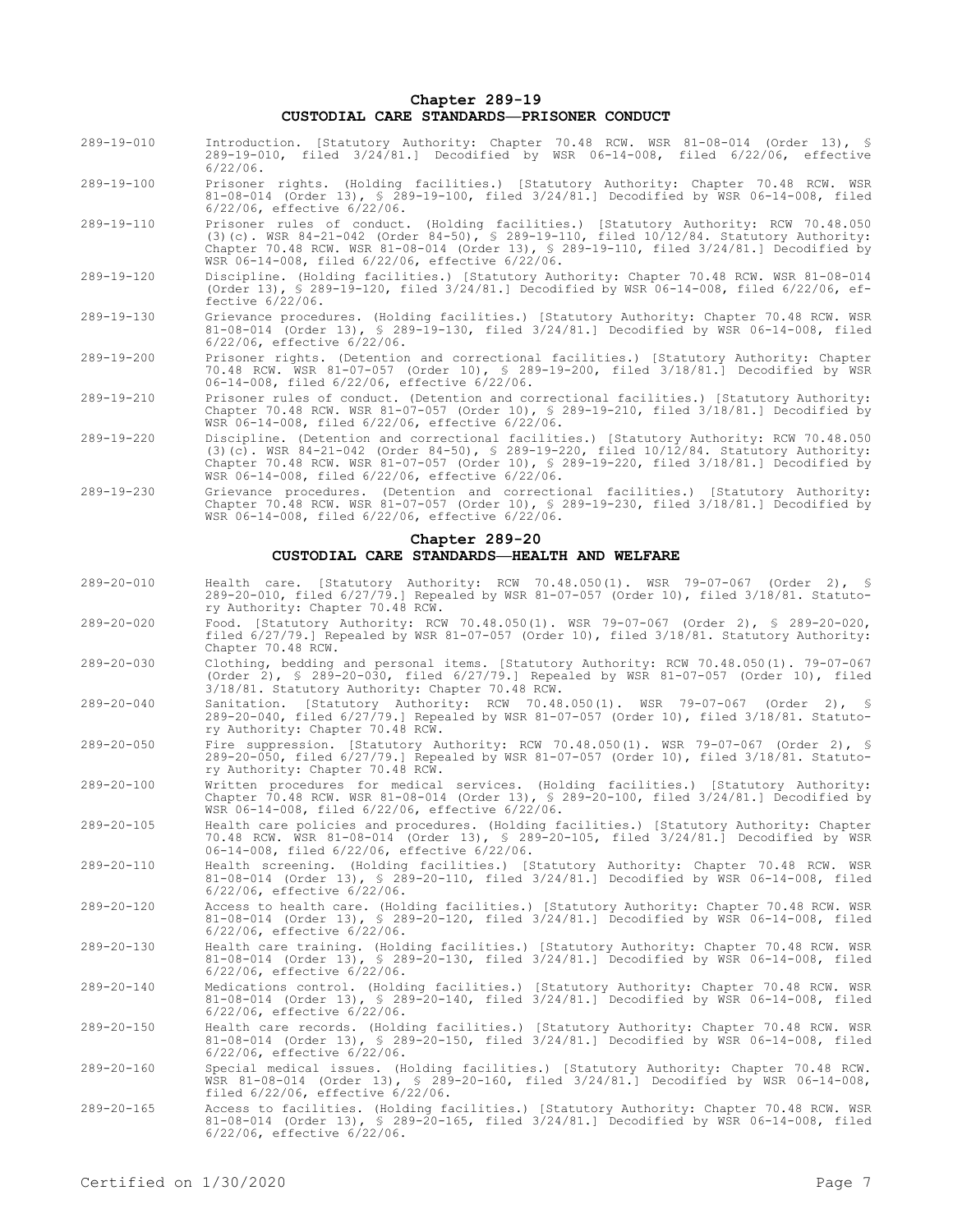## Chapter 289-19
## CUSTODIAL CARE STANDARDS—PRISONER CONDUCT

289-19-010 Introduction. [Statutory Authority: Chapter 70.48 RCW. WSR 81-08-014 (Order 13), § 289-19-010, filed 3/24/81.] Decodified by WSR 06-14-008, filed 6/22/06, effective 6/22/06.

289-19-100 Prisoner rights. (Holding facilities.) [Statutory Authority: Chapter 70.48 RCW. WSR 81-08-014 (Order 13), § 289-19-100, filed 3/24/81.] Decodified by WSR 06-14-008, filed 6/22/06, effective 6/22/06.

289-19-110 Prisoner rules of conduct. (Holding facilities.) [Statutory Authority: RCW 70.48.050 (3)(c). WSR 84-21-042 (Order 84-50), § 289-19-110, filed 10/12/84. Statutory Authority: Chapter 70.48 RCW. WSR 81-08-014 (Order 13), § 289-19-110, filed 3/24/81.] Decodified by WSR 06-14-008, filed 6/22/06, effective 6/22/06.

289-19-120 Discipline. (Holding facilities.) [Statutory Authority: Chapter 70.48 RCW. WSR 81-08-014 (Order 13), § 289-19-120, filed 3/24/81.] Decodified by WSR 06-14-008, filed 6/22/06, effective 6/22/06.

289-19-130 Grievance procedures. (Holding facilities.) [Statutory Authority: Chapter 70.48 RCW. WSR 81-08-014 (Order 13), § 289-19-130, filed 3/24/81.] Decodified by WSR 06-14-008, filed 6/22/06, effective 6/22/06.

289-19-200 Prisoner rights. (Detention and correctional facilities.) [Statutory Authority: Chapter 70.48 RCW. WSR 81-07-057 (Order 10), § 289-19-200, filed 3/18/81.] Decodified by WSR 06-14-008, filed 6/22/06, effective 6/22/06.

289-19-210 Prisoner rules of conduct. (Detention and correctional facilities.) [Statutory Authority: Chapter 70.48 RCW. WSR 81-07-057 (Order 10), § 289-19-210, filed 3/18/81.] Decodified by WSR 06-14-008, filed 6/22/06, effective 6/22/06.

289-19-220 Discipline. (Detention and correctional facilities.) [Statutory Authority: RCW 70.48.050 (3)(c). WSR 84-21-042 (Order 84-50), § 289-19-220, filed 10/12/84. Statutory Authority: Chapter 70.48 RCW. WSR 81-07-057 (Order 10), § 289-19-220, filed 3/18/81.] Decodified by WSR 06-14-008, filed 6/22/06, effective 6/22/06.

289-19-230 Grievance procedures. (Detention and correctional facilities.) [Statutory Authority: Chapter 70.48 RCW. WSR 81-07-057 (Order 10), § 289-19-230, filed 3/18/81.] Decodified by WSR 06-14-008, filed 6/22/06, effective 6/22/06.

## Chapter 289-20
## CUSTODIAL CARE STANDARDS—HEALTH AND WELFARE

289-20-010 Health care. [Statutory Authority: RCW 70.48.050(1). WSR 79-07-067 (Order 2), § 289-20-010, filed 6/27/79.] Repealed by WSR 81-07-057 (Order 10), filed 3/18/81. Statutory Authority: Chapter 70.48 RCW.

289-20-020 Food. [Statutory Authority: RCW 70.48.050(1). WSR 79-07-067 (Order 2), § 289-20-020, filed 6/27/79.] Repealed by WSR 81-07-057 (Order 10), filed 3/18/81. Statutory Authority: Chapter 70.48 RCW.

289-20-030 Clothing, bedding and personal items. [Statutory Authority: RCW 70.48.050(1). 79-07-067 (Order 2), § 289-20-030, filed 6/27/79.] Repealed by WSR 81-07-057 (Order 10), filed 3/18/81. Statutory Authority: Chapter 70.48 RCW.

289-20-040 Sanitation. [Statutory Authority: RCW 70.48.050(1). WSR 79-07-067 (Order 2), § 289-20-040, filed 6/27/79.] Repealed by WSR 81-07-057 (Order 10), filed 3/18/81. Statutory Authority: Chapter 70.48 RCW.

289-20-050 Fire suppression. [Statutory Authority: RCW 70.48.050(1). WSR 79-07-067 (Order 2), § 289-20-050, filed 6/27/79.] Repealed by WSR 81-07-057 (Order 10), filed 3/18/81. Statutory Authority: Chapter 70.48 RCW.

289-20-100 Written procedures for medical services. (Holding facilities.) [Statutory Authority: Chapter 70.48 RCW. WSR 81-08-014 (Order 13), § 289-20-100, filed 3/24/81.] Decodified by WSR 06-14-008, filed 6/22/06, effective 6/22/06.

289-20-105 Health care policies and procedures. (Holding facilities.) [Statutory Authority: Chapter 70.48 RCW. WSR 81-08-014 (Order 13), § 289-20-105, filed 3/24/81.] Decodified by WSR 06-14-008, filed 6/22/06, effective 6/22/06.

289-20-110 Health screening. (Holding facilities.) [Statutory Authority: Chapter 70.48 RCW. WSR 81-08-014 (Order 13), § 289-20-110, filed 3/24/81.] Decodified by WSR 06-14-008, filed 6/22/06, effective 6/22/06.

289-20-120 Access to health care. (Holding facilities.) [Statutory Authority: Chapter 70.48 RCW. WSR 81-08-014 (Order 13), § 289-20-120, filed 3/24/81.] Decodified by WSR 06-14-008, filed 6/22/06, effective 6/22/06.

289-20-130 Health care training. (Holding facilities.) [Statutory Authority: Chapter 70.48 RCW. WSR 81-08-014 (Order 13), § 289-20-130, filed 3/24/81.] Decodified by WSR 06-14-008, filed 6/22/06, effective 6/22/06.

289-20-140 Medications control. (Holding facilities.) [Statutory Authority: Chapter 70.48 RCW. WSR 81-08-014 (Order 13), § 289-20-140, filed 3/24/81.] Decodified by WSR 06-14-008, filed 6/22/06, effective 6/22/06.

289-20-150 Health care records. (Holding facilities.) [Statutory Authority: Chapter 70.48 RCW. WSR 81-08-014 (Order 13), § 289-20-150, filed 3/24/81.] Decodified by WSR 06-14-008, filed 6/22/06, effective 6/22/06.

289-20-160 Special medical issues. (Holding facilities.) [Statutory Authority: Chapter 70.48 RCW. WSR 81-08-014 (Order 13), § 289-20-160, filed 3/24/81.] Decodified by WSR 06-14-008, filed 6/22/06, effective 6/22/06.

289-20-165 Access to facilities. (Holding facilities.) [Statutory Authority: Chapter 70.48 RCW. WSR 81-08-014 (Order 13), § 289-20-165, filed 3/24/81.] Decodified by WSR 06-14-008, filed 6/22/06, effective 6/22/06.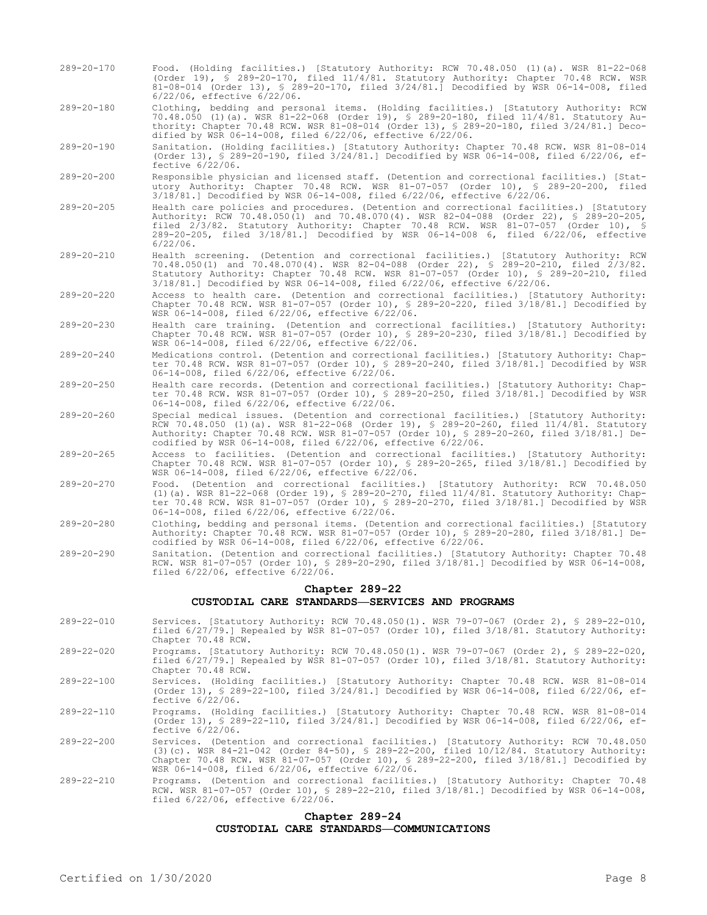289-20-170 Food. (Holding facilities.) [Statutory Authority: RCW 70.48.050 (1)(a). WSR 81-22-068 (Order 19), § 289-20-170, filed 11/4/81. Statutory Authority: Chapter 70.48 RCW. WSR 81-08-014 (Order 13), § 289-20-170, filed 3/24/81.] Decodified by WSR 06-14-008, filed 6/22/06, effective 6/22/06.

289-20-180 Clothing, bedding and personal items. (Holding facilities.) [Statutory Authority: RCW 70.48.050 (1)(a). WSR 81-22-068 (Order 19), § 289-20-180, filed 11/4/81. Statutory Authority: Chapter 70.48 RCW. WSR 81-08-014 (Order 13), § 289-20-180, filed 3/24/81.] Decodified by WSR 06-14-008, filed 6/22/06, effective 6/22/06.

289-20-190 Sanitation. (Holding facilities.) [Statutory Authority: Chapter 70.48 RCW. WSR 81-08-014 (Order 13), § 289-20-190, filed 3/24/81.] Decodified by WSR 06-14-008, filed 6/22/06, effective 6/22/06.

289-20-200 Responsible physician and licensed staff. (Detention and correctional facilities.) [Statutory Authority: Chapter 70.48 RCW. WSR 81-07-057 (Order 10), § 289-20-200, filed 3/18/81.] Decodified by WSR 06-14-008, filed 6/22/06, effective 6/22/06.

289-20-205 Health care policies and procedures. (Detention and correctional facilities.) [Statutory Authority: RCW 70.48.050(1) and 70.48.070(4). WSR 82-04-088 (Order 22), § 289-20-205, filed 2/3/82. Statutory Authority: Chapter 70.48 RCW. WSR 81-07-057 (Order 10), § 289-20-205, filed 3/18/81.] Decodified by WSR 06-14-008 6, filed 6/22/06, effective 6/22/06.

289-20-210 Health screening. (Detention and correctional facilities.) [Statutory Authority: RCW 70.48.050(1) and 70.48.070(4). WSR 82-04-088 (Order 22), § 289-20-210, filed 2/3/82. Statutory Authority: Chapter 70.48 RCW. WSR 81-07-057 (Order 10), § 289-20-210, filed 3/18/81.] Decodified by WSR 06-14-008, filed 6/22/06, effective 6/22/06.

289-20-220 Access to health care. (Detention and correctional facilities.) [Statutory Authority: Chapter 70.48 RCW. WSR 81-07-057 (Order 10), § 289-20-220, filed 3/18/81.] Decodified by WSR 06-14-008, filed 6/22/06, effective 6/22/06.

289-20-230 Health care training. (Detention and correctional facilities.) [Statutory Authority: Chapter 70.48 RCW. WSR 81-07-057 (Order 10), § 289-20-230, filed 3/18/81.] Decodified by WSR 06-14-008, filed 6/22/06, effective 6/22/06.

289-20-240 Medications control. (Detention and correctional facilities.) [Statutory Authority: Chapter 70.48 RCW. WSR 81-07-057 (Order 10), § 289-20-240, filed 3/18/81.] Decodified by WSR 06-14-008, filed 6/22/06, effective 6/22/06.

289-20-250 Health care records. (Detention and correctional facilities.) [Statutory Authority: Chapter 70.48 RCW. WSR 81-07-057 (Order 10), § 289-20-250, filed 3/18/81.] Decodified by WSR 06-14-008, filed 6/22/06, effective 6/22/06.

289-20-260 Special medical issues. (Detention and correctional facilities.) [Statutory Authority: RCW 70.48.050 (1)(a). WSR 81-22-068 (Order 19), § 289-20-260, filed 11/4/81. Statutory Authority: Chapter 70.48 RCW. WSR 81-07-057 (Order 10), § 289-20-260, filed 3/18/81.] Decodified by WSR 06-14-008, filed 6/22/06, effective 6/22/06.

289-20-265 Access to facilities. (Detention and correctional facilities.) [Statutory Authority: Chapter 70.48 RCW. WSR 81-07-057 (Order 10), § 289-20-265, filed 3/18/81.] Decodified by WSR 06-14-008, filed 6/22/06, effective 6/22/06.

289-20-270 Food. (Detention and correctional facilities.) [Statutory Authority: RCW 70.48.050 (1)(a). WSR 81-22-068 (Order 19), § 289-20-270, filed 11/4/81. Statutory Authority: Chapter 70.48 RCW. WSR 81-07-057 (Order 10), § 289-20-270, filed 3/18/81.] Decodified by WSR 06-14-008, filed 6/22/06, effective 6/22/06.

289-20-280 Clothing, bedding and personal items. (Detention and correctional facilities.) [Statutory Authority: Chapter 70.48 RCW. WSR 81-07-057 (Order 10), § 289-20-280, filed 3/18/81.] Decodified by WSR 06-14-008, filed 6/22/06, effective 6/22/06.

289-20-290 Sanitation. (Detention and correctional facilities.) [Statutory Authority: Chapter 70.48 RCW. WSR 81-07-057 (Order 10), § 289-20-290, filed 3/18/81.] Decodified by WSR 06-14-008, filed 6/22/06, effective 6/22/06.

## Chapter 289-22
## CUSTODIAL CARE STANDARDS—SERVICES AND PROGRAMS

289-22-010 Services. [Statutory Authority: RCW 70.48.050(1). WSR 79-07-067 (Order 2), § 289-22-010, filed 6/27/79.] Repealed by WSR 81-07-057 (Order 10), filed 3/18/81. Statutory Authority: Chapter 70.48 RCW.

289-22-020 Programs. [Statutory Authority: RCW 70.48.050(1). WSR 79-07-067 (Order 2), § 289-22-020, filed 6/27/79.] Repealed by WSR 81-07-057 (Order 10), filed 3/18/81. Statutory Authority: Chapter 70.48 RCW.

289-22-100 Services. (Holding facilities.) [Statutory Authority: Chapter 70.48 RCW. WSR 81-08-014 (Order 13), § 289-22-100, filed 3/24/81.] Decodified by WSR 06-14-008, filed 6/22/06, effective 6/22/06.

289-22-110 Programs. (Holding facilities.) [Statutory Authority: Chapter 70.48 RCW. WSR 81-08-014 (Order 13), § 289-22-110, filed 3/24/81.] Decodified by WSR 06-14-008, filed 6/22/06, effective 6/22/06.

289-22-200 Services. (Detention and correctional facilities.) [Statutory Authority: RCW 70.48.050 (3)(c). WSR 84-21-042 (Order 84-50), § 289-22-200, filed 10/12/84. Statutory Authority: Chapter 70.48 RCW. WSR 81-07-057 (Order 10), § 289-22-200, filed 3/18/81.] Decodified by WSR 06-14-008, filed 6/22/06, effective 6/22/06.

289-22-210 Programs. (Detention and correctional facilities.) [Statutory Authority: Chapter 70.48 RCW. WSR 81-07-057 (Order 10), § 289-22-210, filed 3/18/81.] Decodified by WSR 06-14-008, filed 6/22/06, effective 6/22/06.

## Chapter 289-24
## CUSTODIAL CARE STANDARDS—COMMUNICATIONS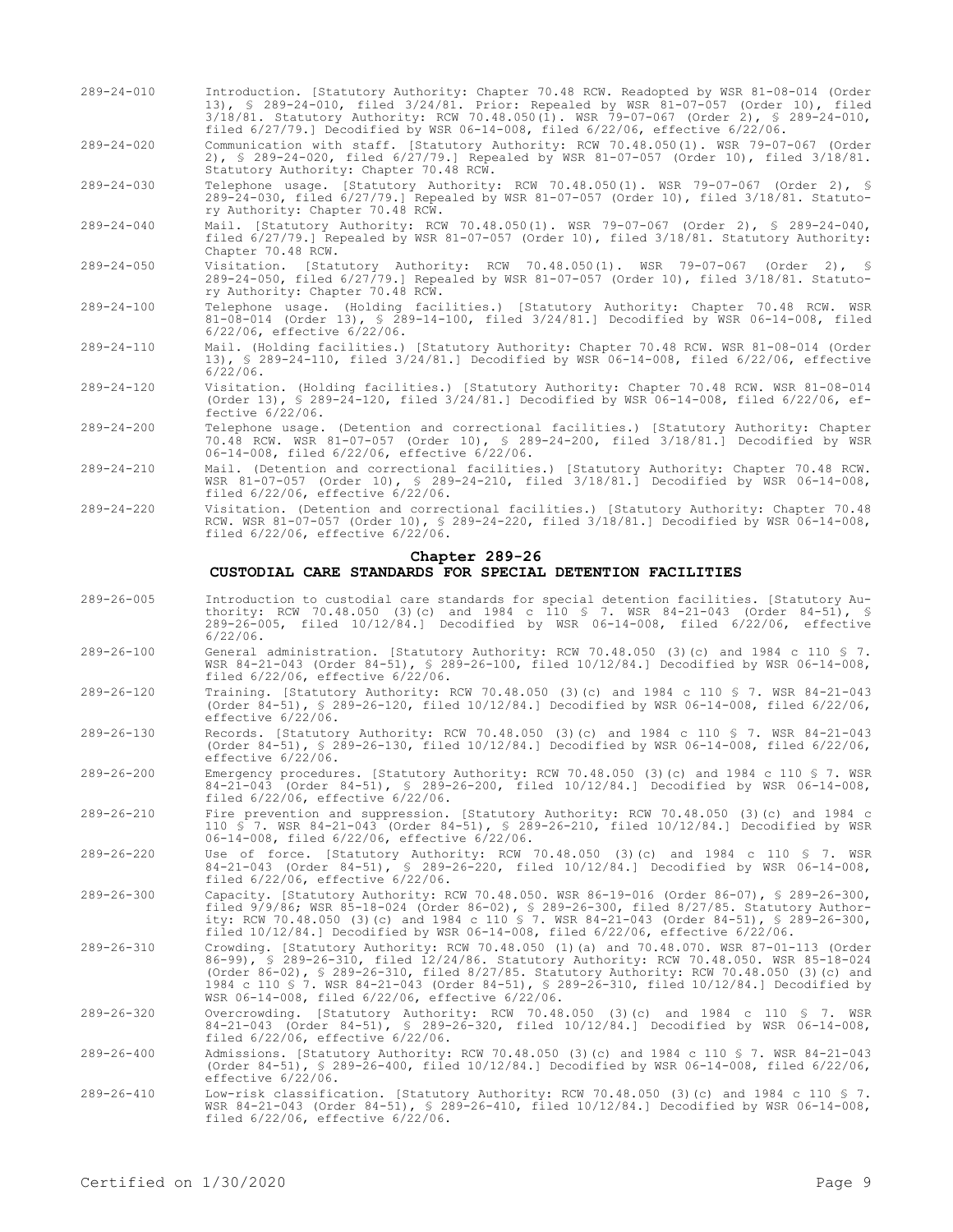289-24-010 Introduction. [Statutory Authority: Chapter 70.48 RCW. Readopted by WSR 81-08-014 (Order 13), § 289-24-010, filed 3/24/81. Prior: Repealed by WSR 81-07-057 (Order 10), filed 3/18/81. Statutory Authority: RCW 70.48.050(1). WSR 79-07-067 (Order 2), § 289-24-010, filed 6/27/79.] Decodified by WSR 06-14-008, filed 6/22/06, effective 6/22/06.

289-24-020 Communication with staff. [Statutory Authority: RCW 70.48.050(1). WSR 79-07-067 (Order 2), § 289-24-020, filed 6/27/79.] Repealed by WSR 81-07-057 (Order 10), filed 3/18/81. Statutory Authority: Chapter 70.48 RCW.

289-24-030 Telephone usage. [Statutory Authority: RCW 70.48.050(1). WSR 79-07-067 (Order 2), § 289-24-030, filed 6/27/79.] Repealed by WSR 81-07-057 (Order 10), filed 3/18/81. Statutory Authority: Chapter 70.48 RCW.

289-24-040 Mail. [Statutory Authority: RCW 70.48.050(1). WSR 79-07-067 (Order 2), § 289-24-040, filed 6/27/79.] Repealed by WSR 81-07-057 (Order 10), filed 3/18/81. Statutory Authority: Chapter 70.48 RCW.

289-24-050 Visitation. [Statutory Authority: RCW 70.48.050(1). WSR 79-07-067 (Order 2), § 289-24-050, filed 6/27/79.] Repealed by WSR 81-07-057 (Order 10), filed 3/18/81. Statutory Authority: Chapter 70.48 RCW.

289-24-100 Telephone usage. (Holding facilities.) [Statutory Authority: Chapter 70.48 RCW. WSR 81-08-014 (Order 13), § 289-14-100, filed 3/24/81.] Decodified by WSR 06-14-008, filed 6/22/06, effective 6/22/06.

289-24-110 Mail. (Holding facilities.) [Statutory Authority: Chapter 70.48 RCW. WSR 81-08-014 (Order 13), § 289-24-110, filed 3/24/81.] Decodified by WSR 06-14-008, filed 6/22/06, effective 6/22/06.

289-24-120 Visitation. (Holding facilities.) [Statutory Authority: Chapter 70.48 RCW. WSR 81-08-014 (Order 13), § 289-24-120, filed 3/24/81.] Decodified by WSR 06-14-008, filed 6/22/06, effective 6/22/06.

289-24-200 Telephone usage. (Detention and correctional facilities.) [Statutory Authority: Chapter 70.48 RCW. WSR 81-07-057 (Order 10), § 289-24-200, filed 3/18/81.] Decodified by WSR 06-14-008, filed 6/22/06, effective 6/22/06.

289-24-210 Mail. (Detention and correctional facilities.) [Statutory Authority: Chapter 70.48 RCW. WSR 81-07-057 (Order 10), § 289-24-210, filed 3/18/81.] Decodified by WSR 06-14-008, filed 6/22/06, effective 6/22/06.

289-24-220 Visitation. (Detention and correctional facilities.) [Statutory Authority: Chapter 70.48 RCW. WSR 81-07-057 (Order 10), § 289-24-220, filed 3/18/81.] Decodified by WSR 06-14-008, filed 6/22/06, effective 6/22/06.

## Chapter 289-26
## CUSTODIAL CARE STANDARDS FOR SPECIAL DETENTION FACILITIES

289-26-005 Introduction to custodial care standards for special detention facilities. [Statutory Authority: RCW 70.48.050 (3)(c) and 1984 c 110 § 7. WSR 84-21-043 (Order 84-51), § 289-26-005, filed 10/12/84.] Decodified by WSR 06-14-008, filed 6/22/06, effective 6/22/06.

289-26-100 General administration. [Statutory Authority: RCW 70.48.050 (3)(c) and 1984 c 110 § 7. WSR 84-21-043 (Order 84-51), § 289-26-100, filed 10/12/84.] Decodified by WSR 06-14-008, filed 6/22/06, effective 6/22/06.

289-26-120 Training. [Statutory Authority: RCW 70.48.050 (3)(c) and 1984 c 110 § 7. WSR 84-21-043 (Order 84-51), § 289-26-120, filed 10/12/84.] Decodified by WSR 06-14-008, filed 6/22/06, effective 6/22/06.

289-26-130 Records. [Statutory Authority: RCW 70.48.050 (3)(c) and 1984 c 110 § 7. WSR 84-21-043 (Order 84-51), § 289-26-130, filed 10/12/84.] Decodified by WSR 06-14-008, filed 6/22/06, effective 6/22/06.

289-26-200 Emergency procedures. [Statutory Authority: RCW 70.48.050 (3)(c) and 1984 c 110 § 7. WSR 84-21-043 (Order 84-51), § 289-26-200, filed 10/12/84.] Decodified by WSR 06-14-008, filed 6/22/06, effective 6/22/06.

289-26-210 Fire prevention and suppression. [Statutory Authority: RCW 70.48.050 (3)(c) and 1984 c 110 § 7. WSR 84-21-043 (Order 84-51), § 289-26-210, filed 10/12/84.] Decodified by WSR 06-14-008, filed 6/22/06, effective 6/22/06.

289-26-220 Use of force. [Statutory Authority: RCW 70.48.050 (3)(c) and 1984 c 110 § 7. WSR 84-21-043 (Order 84-51), § 289-26-220, filed 10/12/84.] Decodified by WSR 06-14-008, filed 6/22/06, effective 6/22/06.

289-26-300 Capacity. [Statutory Authority: RCW 70.48.050. WSR 86-19-016 (Order 86-07), § 289-26-300, filed 9/9/86; WSR 85-18-024 (Order 86-02), § 289-26-300, filed 8/27/85. Statutory Authority: RCW 70.48.050 (3)(c) and 1984 c 110 § 7. WSR 84-21-043 (Order 84-51), § 289-26-300, filed 10/12/84.] Decodified by WSR 06-14-008, filed 6/22/06, effective 6/22/06.

289-26-310 Crowding. [Statutory Authority: RCW 70.48.050 (1)(a) and 70.48.070. WSR 87-01-113 (Order 86-99), § 289-26-310, filed 12/24/86. Statutory Authority: RCW 70.48.050. WSR 85-18-024 (Order 86-02), § 289-26-310, filed 8/27/85. Statutory Authority: RCW 70.48.050 (3)(c) and 1984 c 110 § 7. WSR 84-21-043 (Order 84-51), § 289-26-310, filed 10/12/84.] Decodified by WSR 06-14-008, filed 6/22/06, effective 6/22/06.

289-26-320 Overcrowding. [Statutory Authority: RCW 70.48.050 (3)(c) and 1984 c 110 § 7. WSR 84-21-043 (Order 84-51), § 289-26-320, filed 10/12/84.] Decodified by WSR 06-14-008, filed 6/22/06, effective 6/22/06.

289-26-400 Admissions. [Statutory Authority: RCW 70.48.050 (3)(c) and 1984 c 110 § 7. WSR 84-21-043 (Order 84-51), § 289-26-400, filed 10/12/84.] Decodified by WSR 06-14-008, filed 6/22/06, effective 6/22/06.

289-26-410 Low-risk classification. [Statutory Authority: RCW 70.48.050 (3)(c) and 1984 c 110 § 7. WSR 84-21-043 (Order 84-51), § 289-26-410, filed 10/12/84.] Decodified by WSR 06-14-008, filed 6/22/06, effective 6/22/06.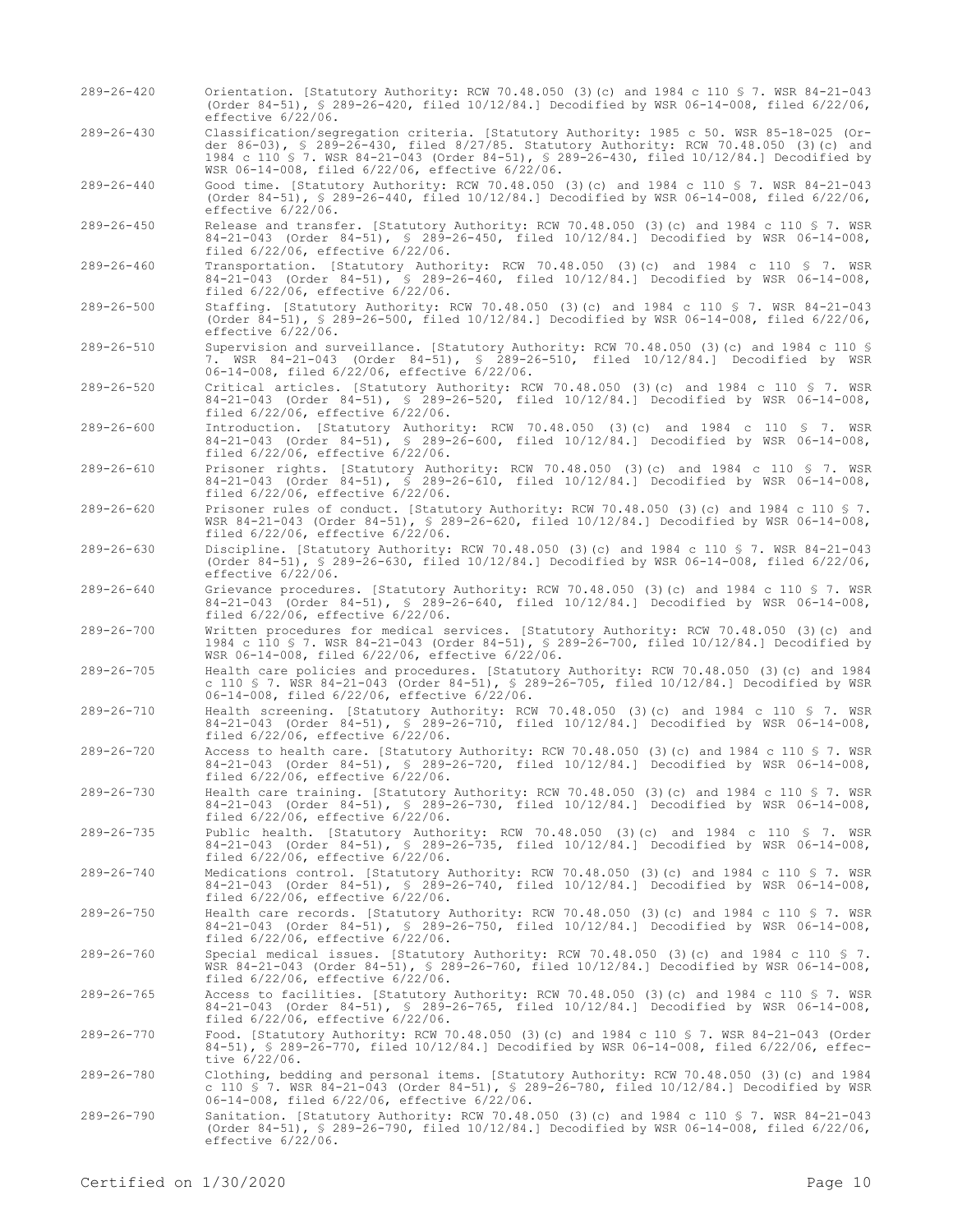289-26-420 Orientation. [Statutory Authority: RCW 70.48.050 (3)(c) and 1984 c 110 § 7. WSR 84-21-043 (Order 84-51), § 289-26-420, filed 10/12/84.] Decodified by WSR 06-14-008, filed 6/22/06, effective 6/22/06.

289-26-430 Classification/segregation criteria. [Statutory Authority: 1985 c 50. WSR 85-18-025 (Order 86-03), § 289-26-430, filed 8/27/85. Statutory Authority: RCW 70.48.050 (3)(c) and 1984 c 110 § 7. WSR 84-21-043 (Order 84-51), § 289-26-430, filed 10/12/84.] Decodified by WSR 06-14-008, filed 6/22/06, effective 6/22/06.

289-26-440 Good time. [Statutory Authority: RCW 70.48.050 (3)(c) and 1984 c 110 § 7. WSR 84-21-043 (Order 84-51), § 289-26-440, filed 10/12/84.] Decodified by WSR 06-14-008, filed 6/22/06, effective 6/22/06.

289-26-450 Release and transfer. [Statutory Authority: RCW 70.48.050 (3)(c) and 1984 c 110 § 7. WSR 84-21-043 (Order 84-51), § 289-26-450, filed 10/12/84.] Decodified by WSR 06-14-008, filed 6/22/06, effective 6/22/06.

289-26-460 Transportation. [Statutory Authority: RCW 70.48.050 (3)(c) and 1984 c 110 § 7. WSR 84-21-043 (Order 84-51), § 289-26-460, filed 10/12/84.] Decodified by WSR 06-14-008, filed 6/22/06, effective 6/22/06.

289-26-500 Staffing. [Statutory Authority: RCW 70.48.050 (3)(c) and 1984 c 110 § 7. WSR 84-21-043 (Order 84-51), § 289-26-500, filed 10/12/84.] Decodified by WSR 06-14-008, filed 6/22/06, effective 6/22/06.

289-26-510 Supervision and surveillance. [Statutory Authority: RCW 70.48.050 (3)(c) and 1984 c 110 § 7. WSR 84-21-043 (Order 84-51), § 289-26-510, filed 10/12/84.] Decodified by WSR 06-14-008, filed 6/22/06, effective 6/22/06.

289-26-520 Critical articles. [Statutory Authority: RCW 70.48.050 (3)(c) and 1984 c 110 § 7. WSR 84-21-043 (Order 84-51), § 289-26-520, filed 10/12/84.] Decodified by WSR 06-14-008, filed 6/22/06, effective 6/22/06.

289-26-600 Introduction. [Statutory Authority: RCW 70.48.050 (3)(c) and 1984 c 110 § 7. WSR 84-21-043 (Order 84-51), § 289-26-600, filed 10/12/84.] Decodified by WSR 06-14-008, filed 6/22/06, effective 6/22/06.

289-26-610 Prisoner rights. [Statutory Authority: RCW 70.48.050 (3)(c) and 1984 c 110 § 7. WSR 84-21-043 (Order 84-51), § 289-26-610, filed 10/12/84.] Decodified by WSR 06-14-008, filed 6/22/06, effective 6/22/06.

289-26-620 Prisoner rules of conduct. [Statutory Authority: RCW 70.48.050 (3)(c) and 1984 c 110 § 7. WSR 84-21-043 (Order 84-51), § 289-26-620, filed 10/12/84.] Decodified by WSR 06-14-008, filed 6/22/06, effective 6/22/06.

289-26-630 Discipline. [Statutory Authority: RCW 70.48.050 (3)(c) and 1984 c 110 § 7. WSR 84-21-043 (Order 84-51), § 289-26-630, filed 10/12/84.] Decodified by WSR 06-14-008, filed 6/22/06, effective 6/22/06.

289-26-640 Grievance procedures. [Statutory Authority: RCW 70.48.050 (3)(c) and 1984 c 110 § 7. WSR 84-21-043 (Order 84-51), § 289-26-640, filed 10/12/84.] Decodified by WSR 06-14-008, filed 6/22/06, effective 6/22/06.

289-26-700 Written procedures for medical services. [Statutory Authority: RCW 70.48.050 (3)(c) and 1984 c 110 § 7. WSR 84-21-043 (Order 84-51), § 289-26-700, filed 10/12/84.] Decodified by WSR 06-14-008, filed 6/22/06, effective 6/22/06.

289-26-705 Health care policies and procedures. [Statutory Authority: RCW 70.48.050 (3)(c) and 1984 c 110 § 7. WSR 84-21-043 (Order 84-51), § 289-26-705, filed 10/12/84.] Decodified by WSR 06-14-008, filed 6/22/06, effective 6/22/06.

289-26-710 Health screening. [Statutory Authority: RCW 70.48.050 (3)(c) and 1984 c 110 § 7. WSR 84-21-043 (Order 84-51), § 289-26-710, filed 10/12/84.] Decodified by WSR 06-14-008, filed 6/22/06, effective 6/22/06.

289-26-720 Access to health care. [Statutory Authority: RCW 70.48.050 (3)(c) and 1984 c 110 § 7. WSR 84-21-043 (Order 84-51), § 289-26-720, filed 10/12/84.] Decodified by WSR 06-14-008, filed 6/22/06, effective 6/22/06.

289-26-730 Health care training. [Statutory Authority: RCW 70.48.050 (3)(c) and 1984 c 110 § 7. WSR 84-21-043 (Order 84-51), § 289-26-730, filed 10/12/84.] Decodified by WSR 06-14-008, filed 6/22/06, effective 6/22/06.

289-26-735 Public health. [Statutory Authority: RCW 70.48.050 (3)(c) and 1984 c 110 § 7. WSR 84-21-043 (Order 84-51), § 289-26-735, filed 10/12/84.] Decodified by WSR 06-14-008, filed 6/22/06, effective 6/22/06.

289-26-740 Medications control. [Statutory Authority: RCW 70.48.050 (3)(c) and 1984 c 110 § 7. WSR 84-21-043 (Order 84-51), § 289-26-740, filed 10/12/84.] Decodified by WSR 06-14-008, filed 6/22/06, effective 6/22/06.

289-26-750 Health care records. [Statutory Authority: RCW 70.48.050 (3)(c) and 1984 c 110 § 7. WSR 84-21-043 (Order 84-51), § 289-26-750, filed 10/12/84.] Decodified by WSR 06-14-008, filed 6/22/06, effective 6/22/06.

289-26-760 Special medical issues. [Statutory Authority: RCW 70.48.050 (3)(c) and 1984 c 110 § 7. WSR 84-21-043 (Order 84-51), § 289-26-760, filed 10/12/84.] Decodified by WSR 06-14-008, filed 6/22/06, effective 6/22/06.

289-26-765 Access to facilities. [Statutory Authority: RCW 70.48.050 (3)(c) and 1984 c 110 § 7. WSR 84-21-043 (Order 84-51), § 289-26-765, filed 10/12/84.] Decodified by WSR 06-14-008, filed 6/22/06, effective 6/22/06.

289-26-770 Food. [Statutory Authority: RCW 70.48.050 (3)(c) and 1984 c 110 § 7. WSR 84-21-043 (Order 84-51), § 289-26-770, filed 10/12/84.] Decodified by WSR 06-14-008, filed 6/22/06, effective 6/22/06.

289-26-780 Clothing, bedding and personal items. [Statutory Authority: RCW 70.48.050 (3)(c) and 1984 c 110 § 7. WSR 84-21-043 (Order 84-51), § 289-26-780, filed 10/12/84.] Decodified by WSR 06-14-008, filed 6/22/06, effective 6/22/06.

289-26-790 Sanitation. [Statutory Authority: RCW 70.48.050 (3)(c) and 1984 c 110 § 7. WSR 84-21-043 (Order 84-51), § 289-26-790, filed 10/12/84.] Decodified by WSR 06-14-008, filed 6/22/06, effective 6/22/06.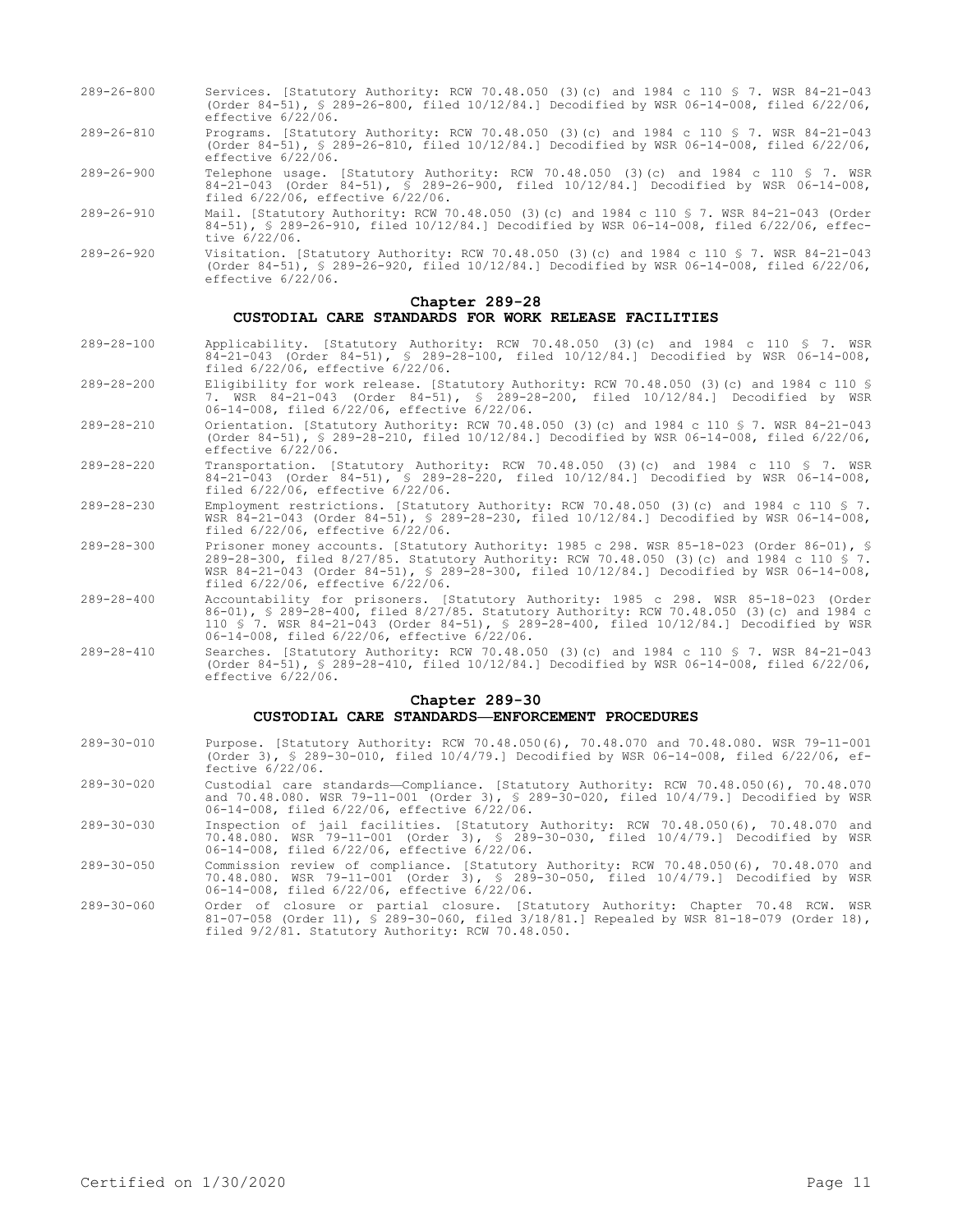289-26-800 Services. [Statutory Authority: RCW 70.48.050 (3)(c) and 1984 c 110 § 7. WSR 84-21-043 (Order 84-51), § 289-26-800, filed 10/12/84.] Decodified by WSR 06-14-008, filed 6/22/06, effective 6/22/06.

289-26-810 Programs. [Statutory Authority: RCW 70.48.050 (3)(c) and 1984 c 110 § 7. WSR 84-21-043 (Order 84-51), § 289-26-810, filed 10/12/84.] Decodified by WSR 06-14-008, filed 6/22/06, effective 6/22/06.

289-26-900 Telephone usage. [Statutory Authority: RCW 70.48.050 (3)(c) and 1984 c 110 § 7. WSR 84-21-043 (Order 84-51), § 289-26-900, filed 10/12/84.] Decodified by WSR 06-14-008, filed 6/22/06, effective 6/22/06.

289-26-910 Mail. [Statutory Authority: RCW 70.48.050 (3)(c) and 1984 c 110 § 7. WSR 84-21-043 (Order 84-51), § 289-26-910, filed 10/12/84.] Decodified by WSR 06-14-008, filed 6/22/06, effective 6/22/06.

289-26-920 Visitation. [Statutory Authority: RCW 70.48.050 (3)(c) and 1984 c 110 § 7. WSR 84-21-043 (Order 84-51), § 289-26-920, filed 10/12/84.] Decodified by WSR 06-14-008, filed 6/22/06, effective 6/22/06.

## Chapter 289-28
## CUSTODIAL CARE STANDARDS FOR WORK RELEASE FACILITIES

289-28-100 Applicability. [Statutory Authority: RCW 70.48.050 (3)(c) and 1984 c 110 § 7. WSR 84-21-043 (Order 84-51), § 289-28-100, filed 10/12/84.] Decodified by WSR 06-14-008, filed 6/22/06, effective 6/22/06.

289-28-200 Eligibility for work release. [Statutory Authority: RCW 70.48.050 (3)(c) and 1984 c 110 § 7. WSR 84-21-043 (Order 84-51), § 289-28-200, filed 10/12/84.] Decodified by WSR 06-14-008, filed 6/22/06, effective 6/22/06.

289-28-210 Orientation. [Statutory Authority: RCW 70.48.050 (3)(c) and 1984 c 110 § 7. WSR 84-21-043 (Order 84-51), § 289-28-210, filed 10/12/84.] Decodified by WSR 06-14-008, filed 6/22/06, effective 6/22/06.

289-28-220 Transportation. [Statutory Authority: RCW 70.48.050 (3)(c) and 1984 c 110 § 7. WSR 84-21-043 (Order 84-51), § 289-28-220, filed 10/12/84.] Decodified by WSR 06-14-008, filed 6/22/06, effective 6/22/06.

289-28-230 Employment restrictions. [Statutory Authority: RCW 70.48.050 (3)(c) and 1984 c 110 § 7. WSR 84-21-043 (Order 84-51), § 289-28-230, filed 10/12/84.] Decodified by WSR 06-14-008, filed 6/22/06, effective 6/22/06.

289-28-300 Prisoner money accounts. [Statutory Authority: 1985 c 298. WSR 85-18-023 (Order 86-01), § 289-28-300, filed 8/27/85. Statutory Authority: RCW 70.48.050 (3)(c) and 1984 c 110 § 7. WSR 84-21-043 (Order 84-51), § 289-28-300, filed 10/12/84.] Decodified by WSR 06-14-008, filed 6/22/06, effective 6/22/06.

289-28-400 Accountability for prisoners. [Statutory Authority: 1985 c 298. WSR 85-18-023 (Order 86-01), § 289-28-400, filed 8/27/85. Statutory Authority: RCW 70.48.050 (3)(c) and 1984 c 110 § 7. WSR 84-21-043 (Order 84-51), § 289-28-400, filed 10/12/84.] Decodified by WSR 06-14-008, filed 6/22/06, effective 6/22/06.

289-28-410 Searches. [Statutory Authority: RCW 70.48.050 (3)(c) and 1984 c 110 § 7. WSR 84-21-043 (Order 84-51), § 289-28-410, filed 10/12/84.] Decodified by WSR 06-14-008, filed 6/22/06, effective 6/22/06.

## Chapter 289-30
## CUSTODIAL CARE STANDARDS—ENFORCEMENT PROCEDURES

289-30-010 Purpose. [Statutory Authority: RCW 70.48.050(6), 70.48.070 and 70.48.080. WSR 79-11-001 (Order 3), § 289-30-010, filed 10/4/79.] Decodified by WSR 06-14-008, filed 6/22/06, effective 6/22/06.

289-30-020 Custodial care standards—Compliance. [Statutory Authority: RCW 70.48.050(6), 70.48.070 and 70.48.080. WSR 79-11-001 (Order 3), § 289-30-020, filed 10/4/79.] Decodified by WSR 06-14-008, filed 6/22/06, effective 6/22/06.

289-30-030 Inspection of jail facilities. [Statutory Authority: RCW 70.48.050(6), 70.48.070 and 70.48.080. WSR 79-11-001 (Order 3), § 289-30-030, filed 10/4/79.] Decodified by WSR 06-14-008, filed 6/22/06, effective 6/22/06.

289-30-050 Commission review of compliance. [Statutory Authority: RCW 70.48.050(6), 70.48.070 and 70.48.080. WSR 79-11-001 (Order 3), § 289-30-050, filed 10/4/79.] Decodified by WSR 06-14-008, filed 6/22/06, effective 6/22/06.

289-30-060 Order of closure or partial closure. [Statutory Authority: Chapter 70.48 RCW. WSR 81-07-058 (Order 11), § 289-30-060, filed 3/18/81.] Repealed by WSR 81-18-079 (Order 18), filed 9/2/81. Statutory Authority: RCW 70.48.050.